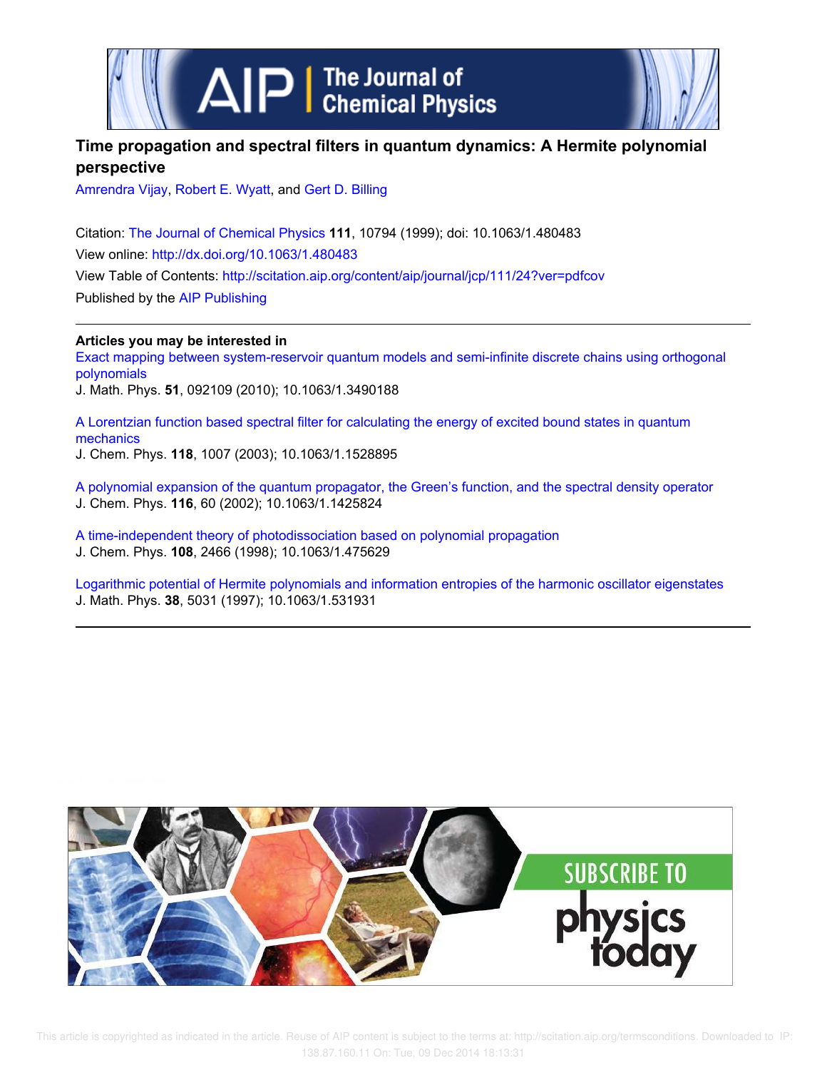# Time propagation and spectral filters in quantum dynamics: A Hermite polynomial perspective

Amrendra Vijay, Robert E. Wyatt, and Gert D. Billing

Citation: The Journal of Chemical Physics **111**, 10794 (1999); doi: 10.1063/1.480483

View online: http://dx.doi.org/10.1063/1.480483

View Table of Contents: http://scitation.aip.org/content/aip/journal/jcp/111/24?ver=pdfcov

Published by the AIP Publishing

---

**Articles you may be interested in**

Exact mapping between system-reservoir quantum models and semi-infinite discrete chains using orthogonal polynomials

J. Math. Phys. **51**, 092109 (2010); 10.1063/1.3490188

A Lorentzian function based spectral filter for calculating the energy of excited bound states in quantum mechanics

J. Chem. Phys. **118**, 1007 (2003); 10.1063/1.1528895

A polynomial expansion of the quantum propagator, the Green's function, and the spectral density operator

J. Chem. Phys. **116**, 60 (2002); 10.1063/1.1425824

A time-independent theory of photodissociation based on polynomial propagation

J. Chem. Phys. **108**, 2466 (1998); 10.1063/1.475629

Logarithmic potential of Hermite polynomials and information entropies of the harmonic oscillator eigenstates

J. Math. Phys. **38**, 5031 (1997); 10.1063/1.531931

---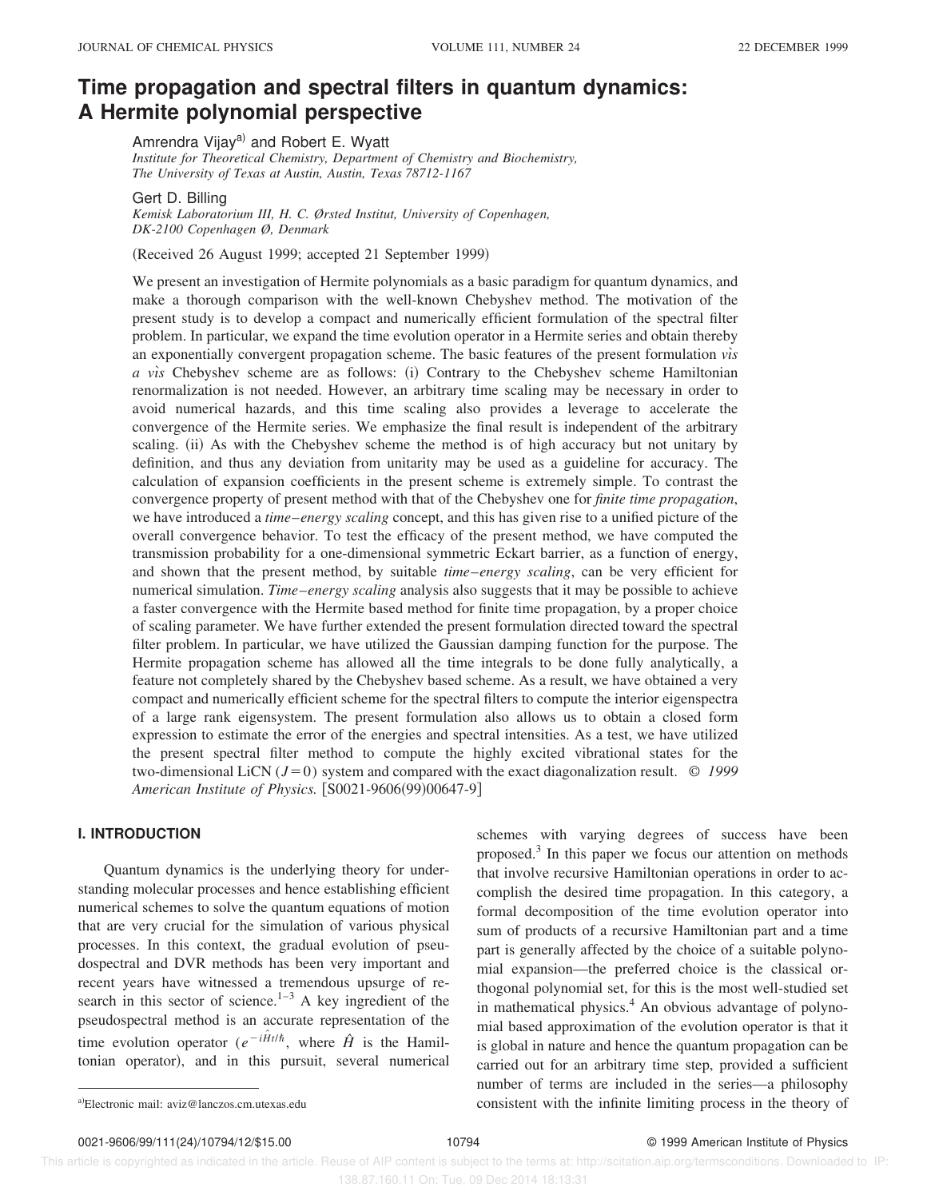# Time propagation and spectral filters in quantum dynamics: A Hermite polynomial perspective

Amrendra Vijay[a] and Robert E. Wyatt

*Institute for Theoretical Chemistry, Department of Chemistry and Biochemistry, The University of Texas at Austin, Austin, Texas 78712-1167*

Gert D. Billing

*Kemisk Laboratorium III, H. C. Ørsted Institut, University of Copenhagen, DK-2100 Copenhagen Ø, Denmark*

(Received 26 August 1999; accepted 21 September 1999)

We present an investigation of Hermite polynomials as a basic paradigm for quantum dynamics, and make a thorough comparison with the well-known Chebyshev method. The motivation of the present study is to develop a compact and numerically efficient formulation of the spectral filter problem. In particular, we expand the time evolution operator in a Hermite series and obtain thereby an exponentially convergent propagation scheme. The basic features of the present formulation *vìs a vìs* Chebyshev scheme are as follows: (i) Contrary to the Chebyshev scheme Hamiltonian renormalization is not needed. However, an arbitrary time scaling may be necessary in order to avoid numerical hazards, and this time scaling also provides a leverage to accelerate the convergence of the Hermite series. We emphasize the final result is independent of the arbitrary scaling. (ii) As with the Chebyshev scheme the method is of high accuracy but not unitary by definition, and thus any deviation from unitarity may be used as a guideline for accuracy. The calculation of expansion coefficients in the present scheme is extremely simple. To contrast the convergence property of present method with that of the Chebyshev one for *finite time propagation*, we have introduced a *time–energy scaling* concept, and this has given rise to a unified picture of the overall convergence behavior. To test the efficacy of the present method, we have computed the transmission probability for a one-dimensional symmetric Eckart barrier, as a function of energy, and shown that the present method, by suitable *time–energy scaling*, can be very efficient for numerical simulation. *Time–energy scaling* analysis also suggests that it may be possible to achieve a faster convergence with the Hermite based method for finite time propagation, by a proper choice of scaling parameter. We have further extended the present formulation directed toward the spectral filter problem. In particular, we have utilized the Gaussian damping function for the purpose. The Hermite propagation scheme has allowed all the time integrals to be done fully analytically, a feature not completely shared by the Chebyshev based scheme. As a result, we have obtained a very compact and numerically efficient scheme for the spectral filters to compute the interior eigenspectra of a large rank eigensystem. The present formulation also allows us to obtain a closed form expression to estimate the error of the energies and spectral intensities. As a test, we have utilized the present spectral filter method to compute the highly excited vibrational states for the two-dimensional LiCN ($J=0$) system and compared with the exact diagonalization result. © *1999 American Institute of Physics.* [S0021-9606(99)00647-9]

## I. INTRODUCTION

Quantum dynamics is the underlying theory for understanding molecular processes and hence establishing efficient numerical schemes to solve the quantum equations of motion that are very crucial for the simulation of various physical processes. In this context, the gradual evolution of pseudospectral and DVR methods has been very important and recent years have witnessed a tremendous upsurge of research in this sector of science.[1–3] A key ingredient of the pseudospectral method is an accurate representation of the time evolution operator ($e^{-i\hat{H}t/\hbar}$, where $\hat{H}$ is the Hamiltonian operator), and in this pursuit, several numerical schemes with varying degrees of success have been proposed.[3] In this paper we focus our attention on methods that involve recursive Hamiltonian operations in order to accomplish the desired time propagation. In this category, a formal decomposition of the time evolution operator into sum of products of a recursive Hamiltonian part and a time part is generally affected by the choice of a suitable polynomial expansion—the preferred choice is the classical orthogonal polynomial set, for this is the most well-studied set in mathematical physics.[4] An obvious advantage of polynomial based approximation of the evolution operator is that it is global in nature and hence the quantum propagation can be carried out for an arbitrary time step, provided a sufficient number of terms are included in the series—a philosophy consistent with the infinite limiting process in the theory of

[a]Electronic mail: aviz@lanczos.cm.utexas.edu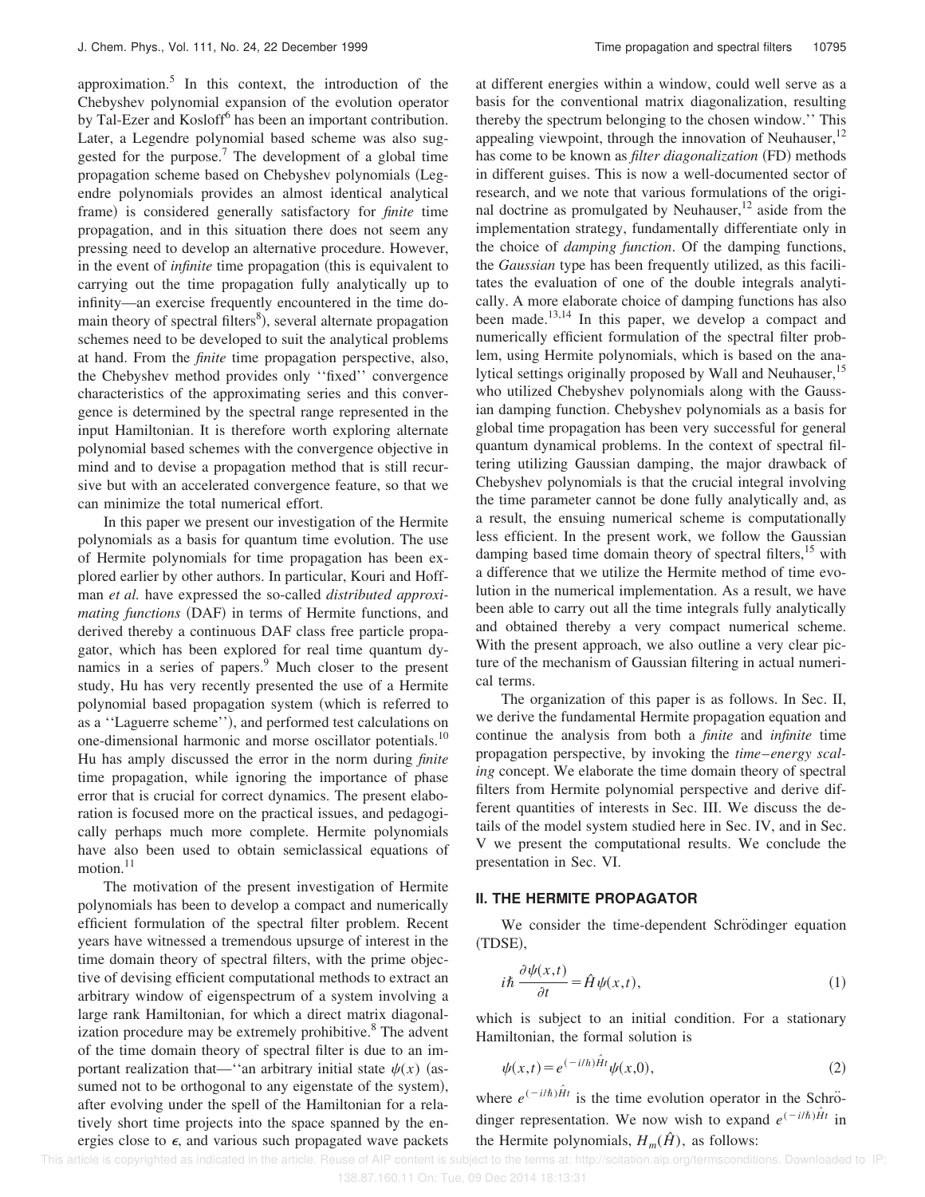approximation.[5] In this context, the introduction of the Chebyshev polynomial expansion of the evolution operator by Tal-Ezer and Kosloff[6] has been an important contribution. Later, a Legendre polynomial based scheme was also suggested for the purpose.[7] The development of a global time propagation scheme based on Chebyshev polynomials (Legendre polynomials provides an almost identical analytical frame) is considered generally satisfactory for *finite* time propagation, and in this situation there does not seem any pressing need to develop an alternative procedure. However, in the event of *infinite* time propagation (this is equivalent to carrying out the time propagation fully analytically up to infinity—an exercise frequently encountered in the time domain theory of spectral filters[8]), several alternate propagation schemes need to be developed to suit the analytical problems at hand. From the *finite* time propagation perspective, also, the Chebyshev method provides only ''fixed'' convergence characteristics of the approximating series and this convergence is determined by the spectral range represented in the input Hamiltonian. It is therefore worth exploring alternate polynomial based schemes with the convergence objective in mind and to devise a propagation method that is still recursive but with an accelerated convergence feature, so that we can minimize the total numerical effort.

In this paper we present our investigation of the Hermite polynomials as a basis for quantum time evolution. The use of Hermite polynomials for time propagation has been explored earlier by other authors. In particular, Kouri and Hoffman *et al.* have expressed the so-called *distributed approximating functions* (DAF) in terms of Hermite functions, and derived thereby a continuous DAF class free particle propagator, which has been explored for real time quantum dynamics in a series of papers.[9] Much closer to the present study, Hu has very recently presented the use of a Hermite polynomial based propagation system (which is referred to as a ''Laguerre scheme''), and performed test calculations on one-dimensional harmonic and morse oscillator potentials.[10] Hu has amply discussed the error in the norm during *finite* time propagation, while ignoring the importance of phase error that is crucial for correct dynamics. The present elaboration is focused more on the practical issues, and pedagogically perhaps much more complete. Hermite polynomials have also been used to obtain semiclassical equations of motion.[11]

The motivation of the present investigation of Hermite polynomials has been to develop a compact and numerically efficient formulation of the spectral filter problem. Recent years have witnessed a tremendous upsurge of interest in the time domain theory of spectral filters, with the prime objective of devising efficient computational methods to extract an arbitrary window of eigenspectrum of a system involving a large rank Hamiltonian, for which a direct matrix diagonalization procedure may be extremely prohibitive.[8] The advent of the time domain theory of spectral filter is due to an important realization that—''an arbitrary initial state $\psi(x)$ (assumed not to be orthogonal to any eigenstate of the system), after evolving under the spell of the Hamiltonian for a relatively short time projects into the space spanned by the energies close to $\epsilon$, and various such propagated wave packets at different energies within a window, could well serve as a basis for the conventional matrix diagonalization, resulting thereby the spectrum belonging to the chosen window.'' This appealing viewpoint, through the innovation of Neuhauser,[12] has come to be known as *filter diagonalization* (FD) methods in different guises. This is now a well-documented sector of research, and we note that various formulations of the original doctrine as promulgated by Neuhauser,[12] aside from the implementation strategy, fundamentally differentiate only in the choice of *damping function*. Of the damping functions, the *Gaussian* type has been frequently utilized, as this facilitates the evaluation of one of the double integrals analytically. A more elaborate choice of damping functions has also been made.[13,14] In this paper, we develop a compact and numerically efficient formulation of the spectral filter problem, using Hermite polynomials, which is based on the analytical settings originally proposed by Wall and Neuhauser,[15] who utilized Chebyshev polynomials along with the Gaussian damping function. Chebyshev polynomials as a basis for global time propagation has been very successful for general quantum dynamical problems. In the context of spectral filtering utilizing Gaussian damping, the major drawback of Chebyshev polynomials is that the crucial integral involving the time parameter cannot be done fully analytically and, as a result, the ensuing numerical scheme is computationally less efficient. In the present work, we follow the Gaussian damping based time domain theory of spectral filters,[15] with a difference that we utilize the Hermite method of time evolution in the numerical implementation. As a result, we have been able to carry out all the time integrals fully analytically and obtained thereby a very compact numerical scheme. With the present approach, we also outline a very clear picture of the mechanism of Gaussian filtering in actual numerical terms.

The organization of this paper is as follows. In Sec. II, we derive the fundamental Hermite propagation equation and continue the analysis from both a *finite* and *infinite* time propagation perspective, by invoking the *time–energy scaling* concept. We elaborate the time domain theory of spectral filters from Hermite polynomial perspective and derive different quantities of interests in Sec. III. We discuss the details of the model system studied here in Sec. IV, and in Sec. V we present the computational results. We conclude the presentation in Sec. VI.

## II. THE HERMITE PROPAGATOR

We consider the time-dependent Schrödinger equation (TDSE),

$$i\hbar \frac{\partial \psi(x,t)}{\partial t} = \hat{H}\psi(x,t), \tag{1}$$

which is subject to an initial condition. For a stationary Hamiltonian, the formal solution is

$$\psi(x,t) = e^{(-i/\hbar)\hat{H}t}\psi(x,0), \tag{2}$$

where $e^{(-i/\hbar)\hat{H}t}$ is the time evolution operator in the Schrödinger representation. We now wish to expand $e^{(-i/\hbar)\hat{H}t}$ in the Hermite polynomials, $H_m(\hat{H})$, as follows: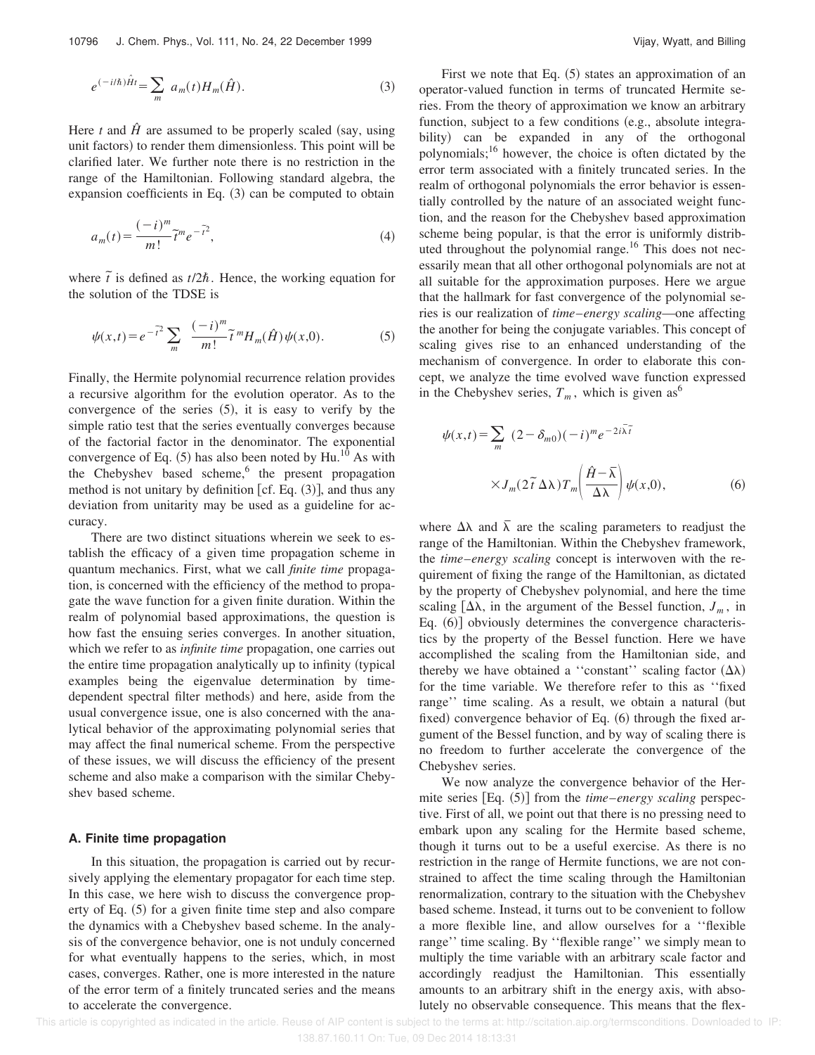$$e^{(-i/\hbar)\hat{H}t} = \sum_m a_m(t) H_m(\hat{H}). \tag{3}$$

Here $t$ and $\hat{H}$ are assumed to be properly scaled (say, using unit factors) to render them dimensionless. This point will be clarified later. We further note there is no restriction in the range of the Hamiltonian. Following standard algebra, the expansion coefficients in Eq. (3) can be computed to obtain

$$a_m(t) = \frac{(-i)^m}{m!} \tilde{t}^m e^{-\tilde{t}^2}, \tag{4}$$

where $\tilde{t}$ is defined as $t/2\hbar$. Hence, the working equation for the solution of the TDSE is

$$\psi(x,t) = e^{-\tilde{t}^2} \sum_m \frac{(-i)^m}{m!} \tilde{t}^m H_m(\hat{H}) \psi(x,0). \tag{5}$$

Finally, the Hermite polynomial recurrence relation provides a recursive algorithm for the evolution operator. As to the convergence of the series (5), it is easy to verify by the simple ratio test that the series eventually converges because of the factorial factor in the denominator. The exponential convergence of Eq. (5) has also been noted by Hu.[10] As with the Chebyshev based scheme,[6] the present propagation method is not unitary by definition [cf. Eq. (3)], and thus any deviation from unitarity may be used as a guideline for accuracy.

There are two distinct situations wherein we seek to establish the efficacy of a given time propagation scheme in quantum mechanics. First, what we call *finite time* propagation, is concerned with the efficiency of the method to propagate the wave function for a given finite duration. Within the realm of polynomial based approximations, the question is how fast the ensuing series converges. In another situation, which we refer to as *infinite time* propagation, one carries out the entire time propagation analytically up to infinity (typical examples being the eigenvalue determination by time-dependent spectral filter methods) and here, aside from the usual convergence issue, one is also concerned with the analytical behavior of the approximating polynomial series that may affect the final numerical scheme. From the perspective of these issues, we will discuss the efficiency of the present scheme and also make a comparison with the similar Chebyshev based scheme.

### A. Finite time propagation

In this situation, the propagation is carried out by recursively applying the elementary propagator for each time step. In this case, we here wish to discuss the convergence property of Eq. (5) for a given finite time step and also compare the dynamics with a Chebyshev based scheme. In the analysis of the convergence behavior, one is not unduly concerned for what eventually happens to the series, which, in most cases, converges. Rather, one is more interested in the nature of the error term of a finitely truncated series and the means to accelerate the convergence.

First we note that Eq. (5) states an approximation of an operator-valued function in terms of truncated Hermite series. From the theory of approximation we know an arbitrary function, subject to a few conditions (e.g., absolute integrability) can be expanded in any of the orthogonal polynomials;[16] however, the choice is often dictated by the error term associated with a finitely truncated series. In the realm of orthogonal polynomials the error behavior is essentially controlled by the nature of an associated weight function, and the reason for the Chebyshev based approximation scheme being popular, is that the error is uniformly distributed throughout the polynomial range.[16] This does not necessarily mean that all other orthogonal polynomials are not at all suitable for the approximation purposes. Here we argue that the hallmark for fast convergence of the polynomial series is our realization of *time–energy scaling*—one affecting the another for being the conjugate variables. This concept of scaling gives rise to an enhanced understanding of the mechanism of convergence. In order to elaborate this concept, we analyze the time evolved wave function expressed in the Chebyshev series, $T_m$, which is given as[6]

$$\psi(x,t) = \sum_m (2-\delta_{m0})(-i)^m e^{-2i\bar{\lambda}\tilde{t}} \times J_m(2\tilde{t}\,\Delta\lambda) T_m\left(\frac{\hat{H}-\bar{\lambda}}{\Delta\lambda}\right) \psi(x,0), \tag{6}$$

where $\Delta\lambda$ and $\bar{\lambda}$ are the scaling parameters to readjust the range of the Hamiltonian. Within the Chebyshev framework, the *time–energy scaling* concept is interwoven with the requirement of fixing the range of the Hamiltonian, as dictated by the property of Chebyshev polynomial, and here the time scaling [$\Delta\lambda$, in the argument of the Bessel function, $J_m$, in Eq. (6)] obviously determines the convergence characteristics by the property of the Bessel function. Here we have accomplished the scaling from the Hamiltonian side, and thereby we have obtained a ''constant'' scaling factor ($\Delta\lambda$) for the time variable. We therefore refer to this as ''fixed range'' time scaling. As a result, we obtain a natural (but fixed) convergence behavior of Eq. (6) through the fixed argument of the Bessel function, and by way of scaling there is no freedom to further accelerate the convergence of the Chebyshev series.

We now analyze the convergence behavior of the Hermite series [Eq. (5)] from the *time–energy scaling* perspective. First of all, we point out that there is no pressing need to embark upon any scaling for the Hermite based scheme, though it turns out to be a useful exercise. As there is no restriction in the range of Hermite functions, we are not constrained to affect the time scaling through the Hamiltonian renormalization, contrary to the situation with the Chebyshev based scheme. Instead, it turns out to be convenient to follow a more flexible line, and allow ourselves for a ''flexible range'' time scaling. By ''flexible range'' we simply mean to multiply the time variable with an arbitrary scale factor and accordingly readjust the Hamiltonian. This essentially amounts to an arbitrary shift in the energy axis, with absolutely no observable consequence. This means that the flex-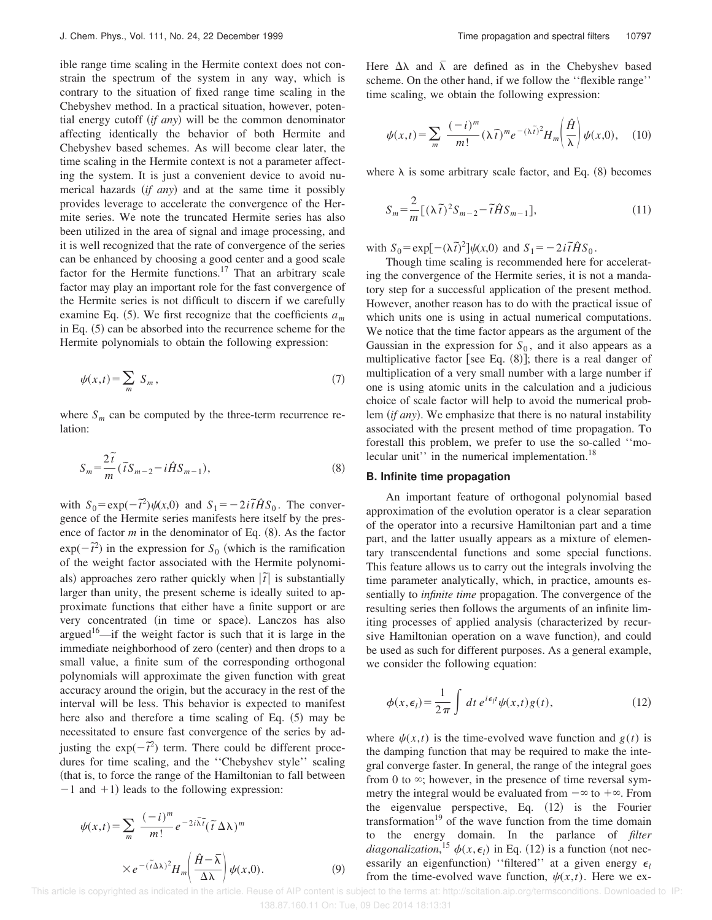ible range time scaling in the Hermite context does not constrain the spectrum of the system in any way, which is contrary to the situation of fixed range time scaling in the Chebyshev method. In a practical situation, however, potential energy cutoff (*if any*) will be the common denominator affecting identically the behavior of both Hermite and Chebyshev based schemes. As will become clear later, the time scaling in the Hermite context is not a parameter affecting the system. It is just a convenient device to avoid numerical hazards (*if any*) and at the same time it possibly provides leverage to accelerate the convergence of the Hermite series. We note the truncated Hermite series has also been utilized in the area of signal and image processing, and it is well recognized that the rate of convergence of the series can be enhanced by choosing a good center and a good scale factor for the Hermite functions.[17] That an arbitrary scale factor may play an important role for the fast convergence of the Hermite series is not difficult to discern if we carefully examine Eq. (5). We first recognize that the coefficients $a_m$ in Eq. (5) can be absorbed into the recurrence scheme for the Hermite polynomials to obtain the following expression:

$$\psi(x,t)=\sum_m S_m, \tag{7}$$

where $S_m$ can be computed by the three-term recurrence relation:

$$S_m=\frac{2\tilde{t}}{m}(\tilde{t}S_{m-2}-i\hat{H}S_{m-1}), \tag{8}$$

with $S_0=\exp(-\tilde{t}^2)\psi(x,0)$ and $S_1=-2i\tilde{t}\hat{H}S_0$. The convergence of the Hermite series manifests here itself by the presence of factor $m$ in the denominator of Eq. (8). As the factor $\exp(-\tilde{t}^2)$ in the expression for $S_0$ (which is the ramification of the weight factor associated with the Hermite polynomials) approaches zero rather quickly when $|\tilde{t}|$ is substantially larger than unity, the present scheme is ideally suited to approximate functions that either have a finite support or are very concentrated (in time or space). Lanczos has also argued[16]—if the weight factor is such that it is large in the immediate neighborhood of zero (center) and then drops to a small value, a finite sum of the corresponding orthogonal polynomials will approximate the given function with great accuracy around the origin, but the accuracy in the rest of the interval will be less. This behavior is expected to manifest here also and therefore a time scaling of Eq. (5) may be necessitated to ensure fast convergence of the series by adjusting the $\exp(-\tilde{t}^2)$ term. There could be different procedures for time scaling, and the "Chebyshev style" scaling (that is, to force the range of the Hamiltonian to fall between $-1$ and $+1$) leads to the following expression:

$$\psi(x,t)=\sum_m \frac{(-i)^m}{m!}e^{-2i\bar{\lambda}\tilde{t}}(\tilde{t}\,\Delta\lambda)^m \times e^{-(\tilde{t}\Delta\lambda)^2}H_m\left(\frac{\hat{H}-\bar{\lambda}}{\Delta\lambda}\right)\psi(x,0). \tag{9}$$

Here $\Delta\lambda$ and $\bar{\lambda}$ are defined as in the Chebyshev based scheme. On the other hand, if we follow the "flexible range" time scaling, we obtain the following expression:

$$\psi(x,t)=\sum_m \frac{(-i)^m}{m!}(\lambda\tilde{t})^m e^{-(\lambda\tilde{t})^2}H_m\left(\frac{\hat{H}}{\lambda}\right)\psi(x,0), \tag{10}$$

where $\lambda$ is some arbitrary scale factor, and Eq. (8) becomes

$$S_m=\frac{2}{m}[(\lambda\tilde{t})^2 S_{m-2}-\tilde{t}\hat{H}S_{m-1}], \tag{11}$$

with $S_0=\exp[-(\lambda\tilde{t})^2]\psi(x,0)$ and $S_1=-2i\tilde{t}\hat{H}S_0$.

Though time scaling is recommended here for accelerating the convergence of the Hermite series, it is not a mandatory step for a successful application of the present method. However, another reason has to do with the practical issue of which units one is using in actual numerical computations. We notice that the time factor appears as the argument of the Gaussian in the expression for $S_0$, and it also appears as a multiplicative factor [see Eq. (8)]; there is a real danger of multiplication of a very small number with a large number if one is using atomic units in the calculation and a judicious choice of scale factor will help to avoid the numerical problem (*if any*). We emphasize that there is no natural instability associated with the present method of time propagation. To forestall this problem, we prefer to use the so-called "molecular unit" in the numerical implementation.[18]

### B. Infinite time propagation

An important feature of orthogonal polynomial based approximation of the evolution operator is a clear separation of the operator into a recursive Hamiltonian part and a time part, and the latter usually appears as a mixture of elementary transcendental functions and some special functions. This feature allows us to carry out the integrals involving the time parameter analytically, which, in practice, amounts essentially to *infinite time* propagation. The convergence of the resulting series then follows the arguments of an infinite limiting processes of applied analysis (characterized by recursive Hamiltonian operation on a wave function), and could be used as such for different purposes. As a general example, we consider the following equation:

$$\phi(x,\epsilon_l)=\frac{1}{2\pi}\int dt\, e^{i\epsilon_l t}\psi(x,t)g(t), \tag{12}$$

where $\psi(x,t)$ is the time-evolved wave function and $g(t)$ is the damping function that may be required to make the integral converge faster. In general, the range of the integral goes from 0 to $\infty$; however, in the presence of time reversal symmetry the integral would be evaluated from $-\infty$ to $+\infty$. From the eigenvalue perspective, Eq. (12) is the Fourier transformation[19] of the wave function from the time domain to the energy domain. In the parlance of *filter diagonalization*,[15] $\phi(x,\epsilon_l)$ in Eq. (12) is a function (not necessarily an eigenfunction) "filtered" at a given energy $\epsilon_l$ from the time-evolved wave function, $\psi(x,t)$. Here we ex-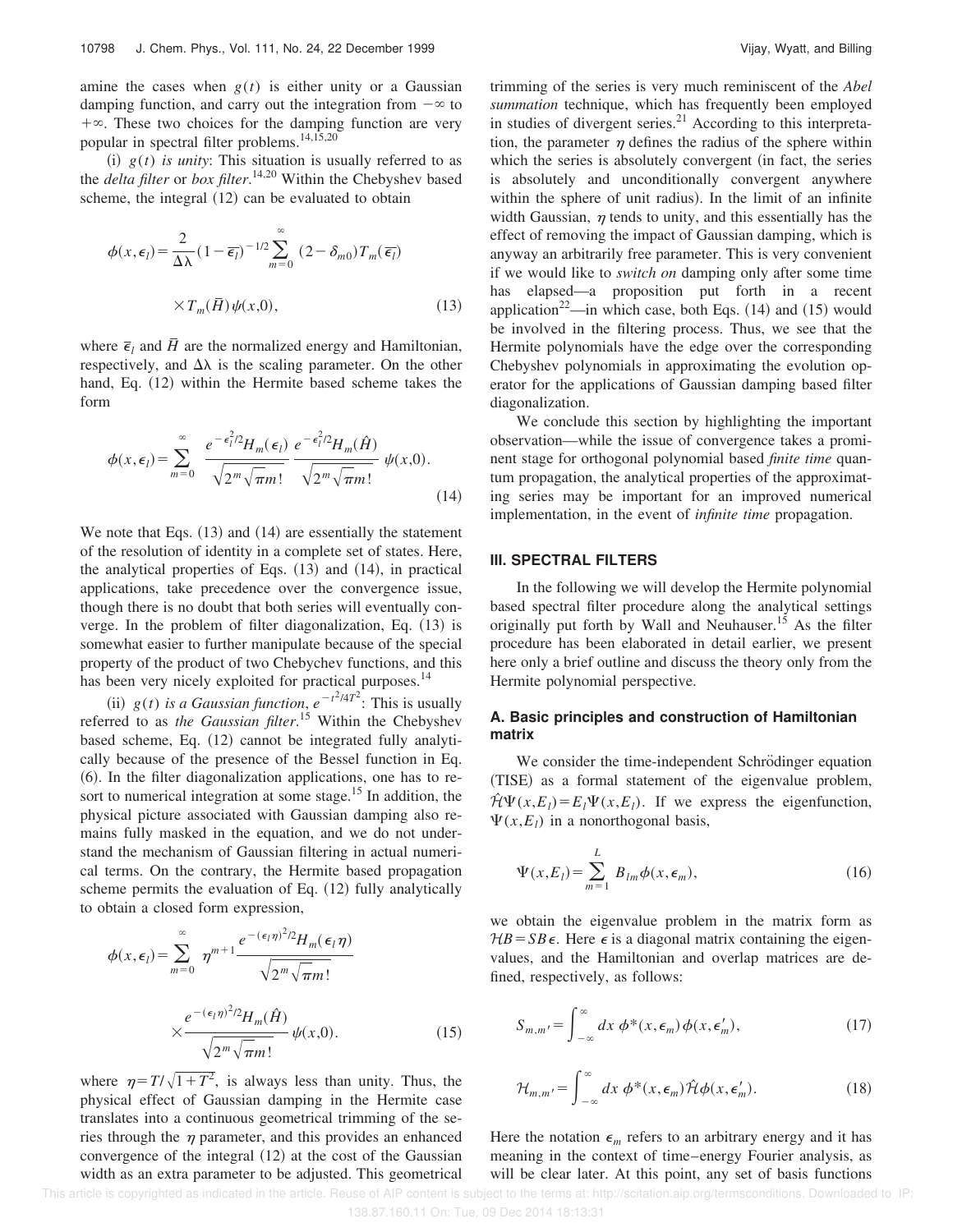amine the cases when $g(t)$ is either unity or a Gaussian damping function, and carry out the integration from $-\infty$ to $+\infty$. These two choices for the damping function are very popular in spectral filter problems.[14,15,20]

(i) *$g(t)$ is unity*: This situation is usually referred to as the *delta filter* or *box filter*.[14,20] Within the Chebyshev based scheme, the integral (12) can be evaluated to obtain

$$\phi(x,\epsilon_l)=\frac{2}{\Delta\lambda}(1-\overline{\epsilon_l})^{-1/2}\sum_{m=0}^{\infty}(2-\delta_{m0})T_m(\overline{\epsilon_l})\times T_m(\bar{H})\psi(x,0), \tag{13}$$

where $\bar{\epsilon}_l$ and $\bar{H}$ are the normalized energy and Hamiltonian, respectively, and $\Delta\lambda$ is the scaling parameter. On the other hand, Eq. (12) within the Hermite based scheme takes the form

$$\phi(x,\epsilon_l)=\sum_{m=0}^{\infty}\frac{e^{-\epsilon_l^2/2}H_m(\epsilon_l)}{\sqrt{2^m\sqrt{\pi}m!}}\frac{e^{-\epsilon_l^2/2}H_m(\hat{H})}{\sqrt{2^m\sqrt{\pi}m!}}\psi(x,0). \tag{14}$$

We note that Eqs. (13) and (14) are essentially the statement of the resolution of identity in a complete set of states. Here, the analytical properties of Eqs. (13) and (14), in practical applications, take precedence over the convergence issue, though there is no doubt that both series will eventually converge. In the problem of filter diagonalization, Eq. (13) is somewhat easier to further manipulate because of the special property of the product of two Chebychev functions, and this has been very nicely exploited for practical purposes.[14]

(ii) *$g(t)$ is a Gaussian function*, $e^{-t^2/4T^2}$: This is usually referred to as *the Gaussian filter*.[15] Within the Chebyshev based scheme, Eq. (12) cannot be integrated fully analytically because of the presence of the Bessel function in Eq. (6). In the filter diagonalization applications, one has to resort to numerical integration at some stage.[15] In addition, the physical picture associated with Gaussian damping also remains fully masked in the equation, and we do not understand the mechanism of Gaussian filtering in actual numerical terms. On the contrary, the Hermite based propagation scheme permits the evaluation of Eq. (12) fully analytically to obtain a closed form expression,

$$\phi(x,\epsilon_l)=\sum_{m=0}^{\infty}\eta^{m+1}\frac{e^{-(\epsilon_l\eta)^2/2}H_m(\epsilon_l\eta)}{\sqrt{2^m\sqrt{\pi}m!}}\times\frac{e^{-(\epsilon_l\eta)^2/2}H_m(\hat{H})}{\sqrt{2^m\sqrt{\pi}m!}}\psi(x,0). \tag{15}$$

where $\eta=T/\sqrt{1+T^2}$, is always less than unity. Thus, the physical effect of Gaussian damping in the Hermite case translates into a continuous geometrical trimming of the series through the $\eta$ parameter, and this provides an enhanced convergence of the integral (12) at the cost of the Gaussian width as an extra parameter to be adjusted. This geometrical trimming of the series is very much reminiscent of the *Abel summation* technique, which has frequently been employed in studies of divergent series.[21] According to this interpretation, the parameter $\eta$ defines the radius of the sphere within which the series is absolutely convergent (in fact, the series is absolutely and unconditionally convergent anywhere within the sphere of unit radius). In the limit of an infinite width Gaussian, $\eta$ tends to unity, and this essentially has the effect of removing the impact of Gaussian damping, which is anyway an arbitrarily free parameter. This is very convenient if we would like to *switch on* damping only after some time has elapsed—a proposition put forth in a recent application[22]—in which case, both Eqs. (14) and (15) would be involved in the filtering process. Thus, we see that the Hermite polynomials have the edge over the corresponding Chebyshev polynomials in approximating the evolution operator for the applications of Gaussian damping based filter diagonalization.

We conclude this section by highlighting the important observation—while the issue of convergence takes a prominent stage for orthogonal polynomial based *finite time* quantum propagation, the analytical properties of the approximating series may be important for an improved numerical implementation, in the event of *infinite time* propagation.

## III. SPECTRAL FILTERS

In the following we will develop the Hermite polynomial based spectral filter procedure along the analytical settings originally put forth by Wall and Neuhauser.[15] As the filter procedure has been elaborated in detail earlier, we present here only a brief outline and discuss the theory only from the Hermite polynomial perspective.

### A. Basic principles and construction of Hamiltonian matrix

We consider the time-independent Schrödinger equation (TISE) as a formal statement of the eigenvalue problem, $\hat{\mathcal{H}}\Psi(x,E_l)=E_l\Psi(x,E_l)$. If we express the eigenfunction, $\Psi(x,E_l)$ in a nonorthogonal basis,

$$\Psi(x,E_l)=\sum_{m=1}^{L}B_{lm}\phi(x,\epsilon_m), \tag{16}$$

we obtain the eigenvalue problem in the matrix form as $\mathcal{H}B=SB\epsilon$. Here $\epsilon$ is a diagonal matrix containing the eigenvalues, and the Hamiltonian and overlap matrices are defined, respectively, as follows:

$$S_{m,m'}=\int_{-\infty}^{\infty}dx\,\phi^*(x,\epsilon_m)\phi(x,\epsilon_m'), \tag{17}$$

$$\mathcal{H}_{m,m'}=\int_{-\infty}^{\infty}dx\,\phi^*(x,\epsilon_m)\hat{\mathcal{H}}\phi(x,\epsilon_m'). \tag{18}$$

Here the notation $\epsilon_m$ refers to an arbitrary energy and it has meaning in the context of time–energy Fourier analysis, as will be clear later. At this point, any set of basis functions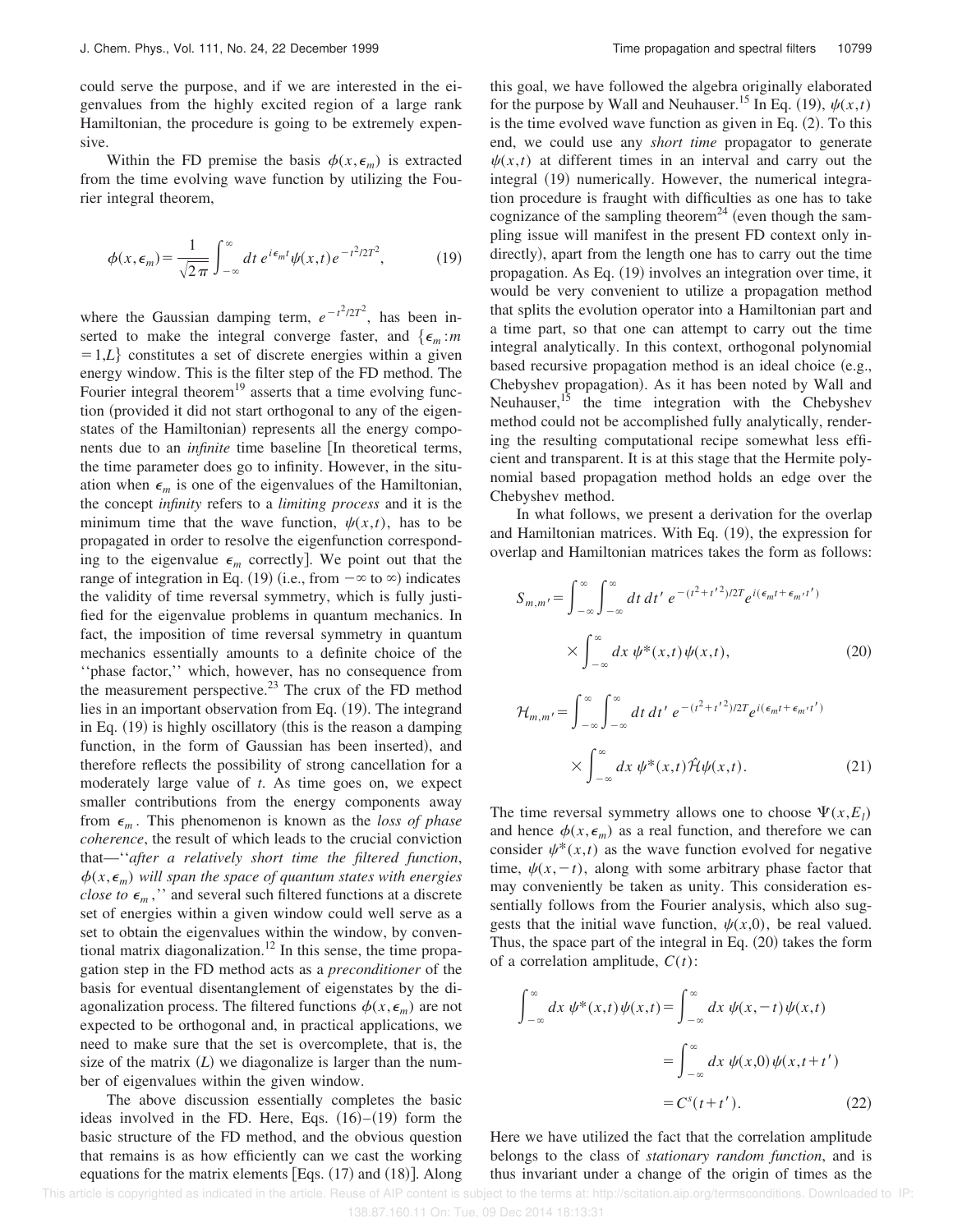could serve the purpose, and if we are interested in the eigenvalues from the highly excited region of a large rank Hamiltonian, the procedure is going to be extremely expensive.

Within the FD premise the basis $\phi(x,\epsilon_m)$ is extracted from the time evolving wave function by utilizing the Fourier integral theorem,

$$\phi(x,\epsilon_m)=\frac{1}{\sqrt{2\pi}}\int_{-\infty}^{\infty} dt\, e^{i\epsilon_m t}\psi(x,t)e^{-t^2/2T^2}, \tag{19}$$

where the Gaussian damping term, $e^{-t^2/2T^2}$, has been inserted to make the integral converge faster, and $\{\epsilon_m : m=1,L\}$ constitutes a set of discrete energies within a given energy window. This is the filter step of the FD method. The Fourier integral theorem[19] asserts that a time evolving function (provided it did not start orthogonal to any of the eigenstates of the Hamiltonian) represents all the energy components due to an *infinite* time baseline [In theoretical terms, the time parameter does go to infinity. However, in the situation when $\epsilon_m$ is one of the eigenvalues of the Hamiltonian, the concept *infinity* refers to a *limiting process* and it is the minimum time that the wave function, $\psi(x,t)$, has to be propagated in order to resolve the eigenfunction corresponding to the eigenvalue $\epsilon_m$ correctly]. We point out that the range of integration in Eq. (19) (i.e., from $-\infty$ to $\infty$) indicates the validity of time reversal symmetry, which is fully justified for the eigenvalue problems in quantum mechanics. In fact, the imposition of time reversal symmetry in quantum mechanics essentially amounts to a definite choice of the "phase factor," which, however, has no consequence from the measurement perspective.[23] The crux of the FD method lies in an important observation from Eq. (19). The integrand in Eq. (19) is highly oscillatory (this is the reason a damping function, in the form of Gaussian has been inserted), and therefore reflects the possibility of strong cancellation for a moderately large value of $t$. As time goes on, we expect smaller contributions from the energy components away from $\epsilon_m$. This phenomenon is known as the *loss of phase coherence*, the result of which leads to the crucial conviction that—"*after a relatively short time the filtered function, $\phi(x,\epsilon_m)$ will span the space of quantum states with energies close to $\epsilon_m$,*" and several such filtered functions at a discrete set of energies within a given window could well serve as a set to obtain the eigenvalues within the window, by conventional matrix diagonalization.[12] In this sense, the time propagation step in the FD method acts as a *preconditioner* of the basis for eventual disentanglement of eigenstates by the diagonalization process. The filtered functions $\phi(x,\epsilon_m)$ are not expected to be orthogonal and, in practical applications, we need to make sure that the set is overcomplete, that is, the size of the matrix $(L)$ we diagonalize is larger than the number of eigenvalues within the given window.

The above discussion essentially completes the basic ideas involved in the FD. Here, Eqs. (16)–(19) form the basic structure of the FD method, and the obvious question that remains is as how efficiently can we cast the working equations for the matrix elements [Eqs. (17) and (18)]. Along this goal, we have followed the algebra originally elaborated for the purpose by Wall and Neuhauser.[15] In Eq. (19), $\psi(x,t)$ is the time evolved wave function as given in Eq. (2). To this end, we could use any *short time* propagator to generate $\psi(x,t)$ at different times in an interval and carry out the integral (19) numerically. However, the numerical integration procedure is fraught with difficulties as one has to take cognizance of the sampling theorem[24] (even though the sampling issue will manifest in the present FD context only indirectly), apart from the length one has to carry out the time propagation. As Eq. (19) involves an integration over time, it would be very convenient to utilize a propagation method that splits the evolution operator into a Hamiltonian part and a time part, so that one can attempt to carry out the time integral analytically. In this context, orthogonal polynomial based recursive propagation method is an ideal choice (e.g., Chebyshev propagation). As it has been noted by Wall and Neuhauser,[15] the time integration with the Chebyshev method could not be accomplished fully analytically, rendering the resulting computational recipe somewhat less efficient and transparent. It is at this stage that the Hermite polynomial based propagation method holds an edge over the Chebyshev method.

In what follows, we present a derivation for the overlap and Hamiltonian matrices. With Eq. (19), the expression for overlap and Hamiltonian matrices takes the form as follows:

$$S_{m,m'}=\int_{-\infty}^{\infty}\int_{-\infty}^{\infty} dt\,dt'\; e^{-(t^2+t'^2)/2T}e^{i(\epsilon_m t+\epsilon_{m'}t')}\times\int_{-\infty}^{\infty} dx\,\psi^*(x,t)\psi(x,t), \tag{20}$$

$$\mathcal{H}_{m,m'}=\int_{-\infty}^{\infty}\int_{-\infty}^{\infty} dt\,dt'\; e^{-(t^2+t'^2)/2T}e^{i(\epsilon_m t+\epsilon_{m'}t')}\times\int_{-\infty}^{\infty} dx\,\psi^*(x,t)\hat{\mathcal{H}}\psi(x,t). \tag{21}$$

The time reversal symmetry allows one to choose $\Psi(x,E_l)$ and hence $\phi(x,\epsilon_m)$ as a real function, and therefore we can consider $\psi^*(x,t)$ as the wave function evolved for negative time, $\psi(x,-t)$, along with some arbitrary phase factor that may conveniently be taken as unity. This consideration essentially follows from the Fourier analysis, which also suggests that the initial wave function, $\psi(x,0)$, be real valued. Thus, the space part of the integral in Eq. (20) takes the form of a correlation amplitude, $C(t)$:

$$\begin{aligned}\int_{-\infty}^{\infty} dx\,\psi^*(x,t)\psi(x,t)&=\int_{-\infty}^{\infty} dx\,\psi(x,-t)\psi(x,t)\\&=\int_{-\infty}^{\infty} dx\,\psi(x,0)\psi(x,t+t')\\&=C^s(t+t').\end{aligned} \tag{22}$$

Here we have utilized the fact that the correlation amplitude belongs to the class of *stationary random function*, and is thus invariant under a change of the origin of times as the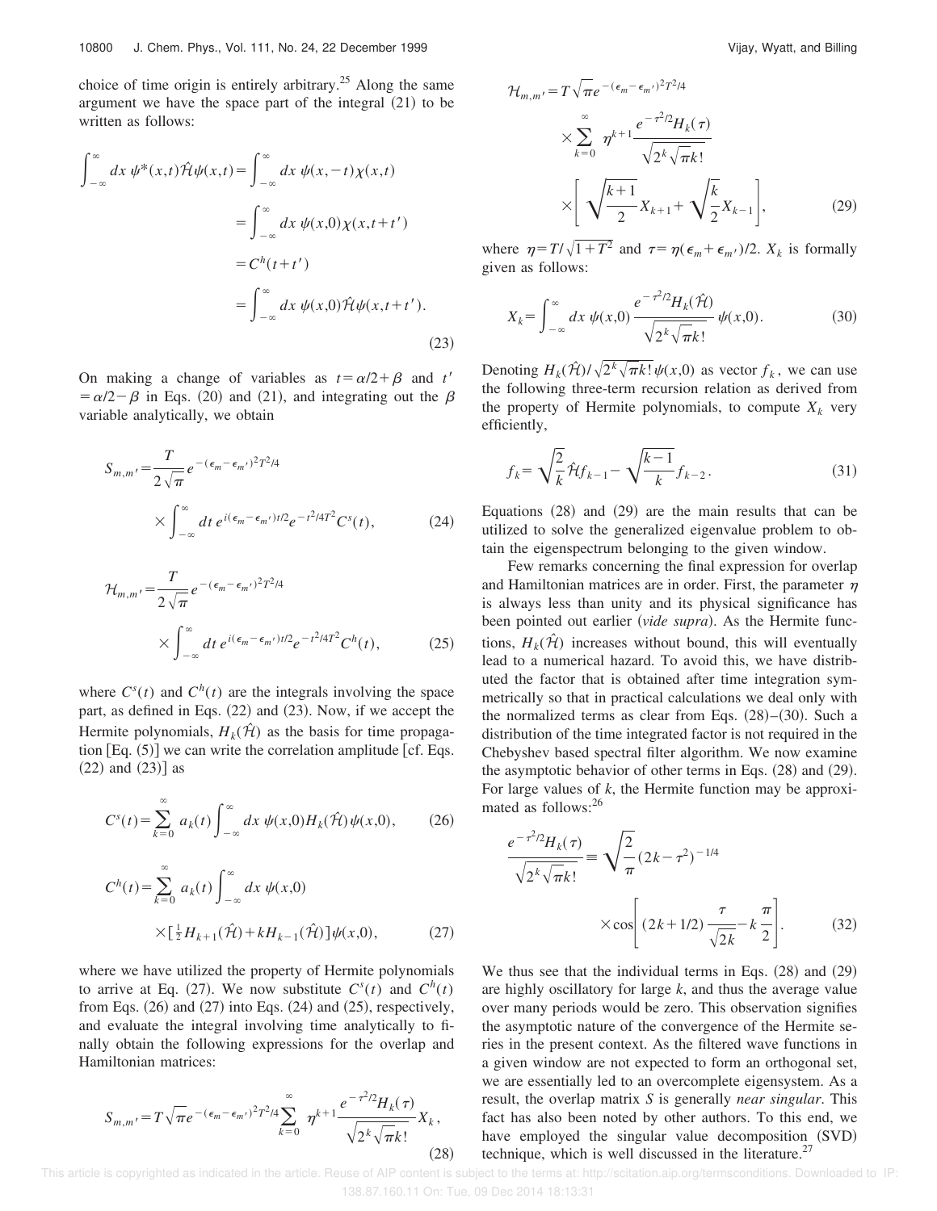choice of time origin is entirely arbitrary.[25] Along the same argument we have the space part of the integral (21) to be written as follows:

$$
\begin{aligned}
\int_{-\infty}^{\infty} dx\, \psi^*(x,t)\hat{\mathcal{H}}\psi(x,t) &= \int_{-\infty}^{\infty} dx\, \psi(x,-t)\chi(x,t) \\
&= \int_{-\infty}^{\infty} dx\, \psi(x,0)\chi(x,t+t') \\
&= C^h(t+t') \\
&= \int_{-\infty}^{\infty} dx\, \psi(x,0)\hat{\mathcal{H}}\psi(x,t+t').
\end{aligned}
\tag{23}
$$

On making a change of variables as $t=\alpha/2+\beta$ and $t'=\alpha/2-\beta$ in Eqs. (20) and (21), and integrating out the $\beta$ variable analytically, we obtain

$$
S_{m,m'} = \frac{T}{2\sqrt{\pi}} e^{-(\epsilon_m-\epsilon_{m'})^2T^2/4} \times \int_{-\infty}^{\infty} dt\, e^{i(\epsilon_m-\epsilon_{m'})t/2} e^{-t^2/4T^2} C^s(t), \tag{24}
$$

$$
\mathcal{H}_{m,m'} = \frac{T}{2\sqrt{\pi}} e^{-(\epsilon_m-\epsilon_{m'})^2T^2/4} \times \int_{-\infty}^{\infty} dt\, e^{i(\epsilon_m-\epsilon_{m'})t/2} e^{-t^2/4T^2} C^h(t), \tag{25}
$$

where $C^s(t)$ and $C^h(t)$ are the integrals involving the space part, as defined in Eqs. (22) and (23). Now, if we accept the Hermite polynomials, $H_k(\hat{\mathcal{H}})$ as the basis for time propagation [Eq. (5)] we can write the correlation amplitude [cf. Eqs. (22) and (23)] as

$$
C^s(t) = \sum_{k=0}^{\infty} a_k(t) \int_{-\infty}^{\infty} dx\, \psi(x,0) H_k(\hat{\mathcal{H}})\psi(x,0), \tag{26}
$$

$$
C^h(t) = \sum_{k=0}^{\infty} a_k(t) \int_{-\infty}^{\infty} dx\, \psi(x,0) \times \left[\tfrac{1}{2}H_{k+1}(\hat{\mathcal{H}}) + kH_{k-1}(\hat{\mathcal{H}})\right]\psi(x,0), \tag{27}
$$

where we have utilized the property of Hermite polynomials to arrive at Eq. (27). We now substitute $C^s(t)$ and $C^h(t)$ from Eqs. (26) and (27) into Eqs. (24) and (25), respectively, and evaluate the integral involving time analytically to finally obtain the following expressions for the overlap and Hamiltonian matrices:

$$
S_{m,m'} = T\sqrt{\pi} e^{-(\epsilon_m-\epsilon_{m'})^2T^2/4} \sum_{k=0}^{\infty} \eta^{k+1} \frac{e^{-\tau^2/2}H_k(\tau)}{\sqrt{2^k\sqrt{\pi}k!}} X_k, \tag{28}
$$

$$
\mathcal{H}_{m,m'} = T\sqrt{\pi} e^{-(\epsilon_m-\epsilon_{m'})^2T^2/4} \times \sum_{k=0}^{\infty} \eta^{k+1} \frac{e^{-\tau^2/2}H_k(\tau)}{\sqrt{2^k\sqrt{\pi}k!}} \times \left[\sqrt{\frac{k+1}{2}}X_{k+1} + \sqrt{\frac{k}{2}}X_{k-1}\right], \tag{29}
$$

where $\eta = T/\sqrt{1+T^2}$ and $\tau = \eta(\epsilon_m+\epsilon_{m'})/2$. $X_k$ is formally given as follows:

$$
X_k = \int_{-\infty}^{\infty} dx\, \psi(x,0) \frac{e^{-\tau^2/2}H_k(\hat{\mathcal{H}})}{\sqrt{2^k\sqrt{\pi}k!}} \psi(x,0). \tag{30}
$$

Denoting $H_k(\hat{\mathcal{H}})/\sqrt{2^k\sqrt{\pi}k!}\,\psi(x,0)$ as vector $f_k$, we can use the following three-term recursion relation as derived from the property of Hermite polynomials to compute $X_k$ very efficiently,

$$
f_k = \sqrt{\frac{2}{k}}\hat{\mathcal{H}}f_{k-1} - \sqrt{\frac{k-1}{k}}f_{k-2}. \tag{31}
$$

Equations (28) and (29) are the main results that can be utilized to solve the generalized eigenvalue problem to obtain the eigenspectrum belonging to the given window.

Few remarks concerning the final expression for overlap and Hamiltonian matrices are in order. First, the parameter $\eta$ is always less than unity and its physical significance has been pointed out earlier (*vide supra*). As the Hermite functions, $H_k(\hat{\mathcal{H}})$ increases without bound, this will eventually lead to a numerical hazard. To avoid this, we have distributed the factor that is obtained after time integration symmetrically so that in practical calculations we deal only with the normalized terms as clear from Eqs. (28)–(30). Such a distribution of the time integrated factor is not required in the Chebyshev based spectral filter algorithm. We now examine the asymptotic behavior of other terms in Eqs. (28) and (29). For large values of $k$, the Hermite function may be approximated as follows:[26]

$$
\frac{e^{-\tau^2/2}H_k(\tau)}{\sqrt{2^k\sqrt{\pi}k!}} \equiv \sqrt{\frac{2}{\pi}}(2k-\tau^2)^{-1/4} \times \cos\left[(2k+1/2)\frac{\tau}{\sqrt{2k}} - k\frac{\pi}{2}\right]. \tag{32}
$$

We thus see that the individual terms in Eqs. (28) and (29) are highly oscillatory for large $k$, and thus the average value over many periods would be zero. This observation signifies the asymptotic nature of the convergence of the Hermite series in the present context. As the filtered wave functions in a given window are not expected to form an orthogonal set, we are essentially led to an overcomplete eigensystem. As a result, the overlap matrix $S$ is generally *near singular*. This fact has also been noted by other authors. To this end, we have employed the singular value decomposition (SVD) technique, which is well discussed in the literature.[27]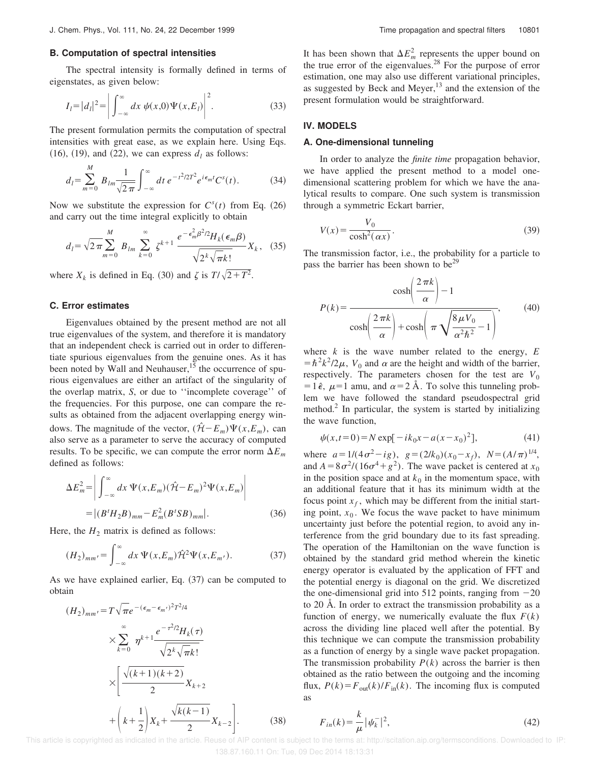### B. Computation of spectral intensities

The spectral intensity is formally defined in terms of eigenstates, as given below:

$$I_l = |d_l|^2 = \left| \int_{-\infty}^{\infty} dx\, \psi(x,0)\Psi(x,E_l) \right|^2. \tag{33}$$

The present formulation permits the computation of spectral intensities with great ease, as we explain here. Using Eqs. (16), (19), and (22), we can express $d_l$ as follows:

$$d_l = \sum_{m=0}^{M} B_{lm} \frac{1}{\sqrt{2\pi}} \int_{-\infty}^{\infty} dt\, e^{-t^2/2T^2} e^{i\epsilon_m t} C^s(t). \tag{34}$$

Now we substitute the expression for $C^s(t)$ from Eq. (26) and carry out the time integral explicitly to obtain

$$d_l = \sqrt{2\pi} \sum_{m=0}^{M} B_{lm} \sum_{k=0}^{\infty} \zeta^{k+1} \frac{e^{-\epsilon_m^2 \beta^2/2} H_k(\epsilon_m \beta)}{\sqrt{2^k \sqrt{\pi} k!}} X_k, \tag{35}$$

where $X_k$ is defined in Eq. (30) and $\zeta$ is $T/\sqrt{2+T^2}$.

### C. Error estimates

Eigenvalues obtained by the present method are not all true eigenvalues of the system, and therefore it is mandatory that an independent check is carried out in order to differentiate spurious eigenvalues from the genuine ones. As it has been noted by Wall and Neuhauser,[15] the occurrence of spurious eigenvalues are either an artifact of the singularity of the overlap matrix, $S$, or due to ''incomplete coverage'' of the frequencies. For this purpose, one can compare the results as obtained from the adjacent overlapping energy windows. The magnitude of the vector, $(\hat{\mathcal{H}} - E_m)\Psi(x,E_m)$, can also serve as a parameter to serve the accuracy of computed results. To be specific, we can compute the error norm $\Delta E_m$ defined as follows:

$$\begin{aligned}\Delta E_m^2 &= \left| \int_{-\infty}^{\infty} dx\, \Psi(x,E_m)(\hat{\mathcal{H}} - E_m)^2 \Psi(x,E_m) \right| \\ &= |(B^t H_2 B)_{mm} - E_m^2 (B^t S B)_{mm}|. \end{aligned} \tag{36}$$

Here, the $H_2$ matrix is defined as follows:

$$(H_2)_{mm'} = \int_{-\infty}^{\infty} dx\, \Psi(x,E_m) \hat{\mathcal{H}}^2 \Psi(x,E_{m'}). \tag{37}$$

As we have explained earlier, Eq. (37) can be computed to obtain

$$\begin{aligned}(H_2)_{mm'} &= T\sqrt{\pi} e^{-(\epsilon_m - \epsilon_{m'})^2 T^2/4} \\ &\times \sum_{k=0}^{\infty} \eta^{k+1} \frac{e^{-\tau^2/2} H_k(\tau)}{\sqrt{2^k \sqrt{\pi} k!}} \\ &\times \left[ \frac{\sqrt{(k+1)(k+2)}}{2} X_{k+2} \right. \\ &\left. + \left(k + \frac{1}{2}\right) X_k + \frac{\sqrt{k(k-1)}}{2} X_{k-2} \right]. \end{aligned} \tag{38}$$

It has been shown that $\Delta E_m^2$ represents the upper bound on the true error of the eigenvalues.[28] For the purpose of error estimation, one may also use different variational principles, as suggested by Beck and Meyer,[13] and the extension of the present formulation would be straightforward.

## IV. MODELS

### A. One-dimensional tunneling

In order to analyze the *finite time* propagation behavior, we have applied the present method to a model one-dimensional scattering problem for which we have the analytical results to compare. One such system is transmission through a symmetric Eckart barrier,

$$V(x) = \frac{V_0}{\cosh^2(\alpha x)}. \tag{39}$$

The transmission factor, i.e., the probability for a particle to pass the barrier has been shown to be[29]

$$P(k) = \frac{\cosh\left(\dfrac{2\pi k}{\alpha}\right) - 1}{\cosh\left(\dfrac{2\pi k}{\alpha}\right) + \cosh\left(\pi\sqrt{\dfrac{8\mu V_0}{\alpha^2 \hbar^2} - 1}\right)}, \tag{40}$$

where $k$ is the wave number related to the energy, $E = \hbar^2 k^2/2\mu$, $V_0$ and $\alpha$ are the height and width of the barrier, respectively. The parameters chosen for the test are $V_0 = 1\,\hat{e}$, $\mu = 1$ amu, and $\alpha = 2$ Å. To solve this tunneling problem we have followed the standard pseudospectral grid method.[2] In particular, the system is started by initializing the wave function,

$$\psi(x,t=0) = N \exp[-ik_0 x - a(x-x_0)^2], \tag{41}$$

where $a = 1/(4\sigma^2 - ig)$, $g = (2/k_0)(x_0 - x_f)$, $N = (A/\pi)^{1/4}$, and $A = 8\sigma^2/(16\sigma^4 + g^2)$. The wave packet is centered at $x_0$ in the position space and at $k_0$ in the momentum space, with an additional feature that it has its minimum width at the focus point $x_f$, which may be different from the initial starting point, $x_0$. We focus the wave packet to have minimum uncertainty just before the potential region, to avoid any interference from the grid boundary due to its fast spreading. The operation of the Hamiltonian on the wave function is obtained by the standard grid method wherein the kinetic energy operator is evaluated by the application of FFT and the potential energy is diagonal on the grid. We discretized the one-dimensional grid into 512 points, ranging from −20 to 20 Å. In order to extract the transmission probability as a function of energy, we numerically evaluate the flux $F(k)$ across the dividing line placed well after the potential. By this technique we can compute the transmission probability as a function of energy by a single wave packet propagation. The transmission probability $P(k)$ across the barrier is then obtained as the ratio between the outgoing and the incoming flux, $P(k) = F_{\text{out}}(k)/F_{\text{in}}(k)$. The incoming flux is computed as

$$F_{in}(k) = \frac{k}{\mu} |\psi_k^-|^2, \tag{42}$$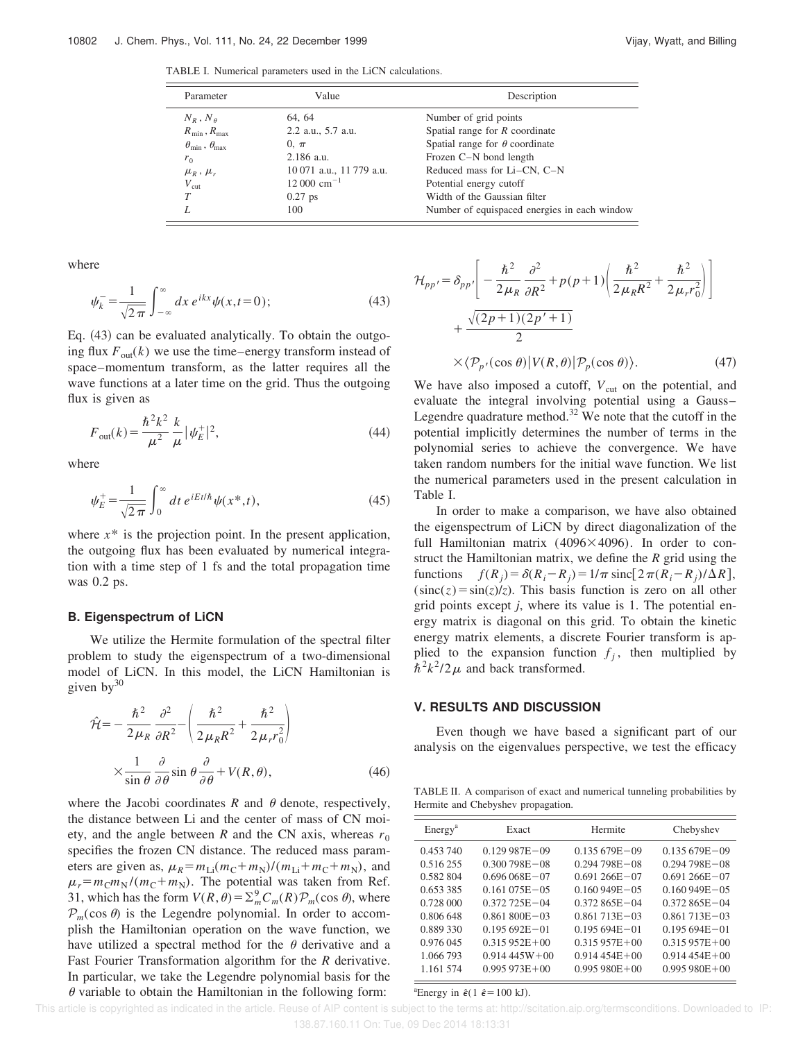TABLE I. Numerical parameters used in the LiCN calculations.

| Parameter | Value | Description |
|---|---|---|
| $N_R$, $N_\theta$ | 64, 64 | Number of grid points |
| $R_{\min}$, $R_{\max}$ | 2.2 a.u., 5.7 a.u. | Spatial range for $R$ coordinate |
| $\theta_{\min}$, $\theta_{\max}$ | 0, $\pi$ | Spatial range for $\theta$ coordinate |
| $r_0$ | 2.186 a.u. | Frozen C–N bond length |
| $\mu_R$, $\mu_r$ | 10 071 a.u., 11 779 a.u. | Reduced mass for Li–CN, C–N |
| $V_{\rm cut}$ | 12 000 cm$^{-1}$ | Potential energy cutoff |
| $T$ | 0.27 ps | Width of the Gaussian filter |
| $L$ | 100 | Number of equispaced energies in each window |

where

$$\psi_k^- = \frac{1}{\sqrt{2\pi}} \int_{-\infty}^{\infty} dx\, e^{ikx} \psi(x,t=0); \tag{43}$$

Eq. (43) can be evaluated analytically. To obtain the outgoing flux $F_{\rm out}(k)$ we use the time–energy transform instead of space–momentum transform, as the latter requires all the wave functions at a later time on the grid. Thus the outgoing flux is given as

$$F_{\rm out}(k) = \frac{\hbar^2 k^2}{\mu^2} \frac{k}{\mu} |\psi_E^+|^2, \tag{44}$$

where

$$\psi_E^+ = \frac{1}{\sqrt{2\pi}} \int_0^\infty dt\, e^{iEt/\hbar} \psi(x^*,t), \tag{45}$$

where $x^*$ is the projection point. In the present application, the outgoing flux has been evaluated by numerical integration with a time step of 1 fs and the total propagation time was 0.2 ps.

### B. Eigenspectrum of LiCN

We utilize the Hermite formulation of the spectral filter problem to study the eigenspectrum of a two-dimensional model of LiCN. In this model, the LiCN Hamiltonian is given by[30]

$$\hat{\mathcal{H}} = -\frac{\hbar^2}{2\mu_R}\frac{\partial^2}{\partial R^2} - \left(\frac{\hbar^2}{2\mu_R R^2} + \frac{\hbar^2}{2\mu_r r_0^2}\right) \times \frac{1}{\sin\theta}\frac{\partial}{\partial\theta}\sin\theta\frac{\partial}{\partial\theta} + V(R,\theta), \tag{46}$$

where the Jacobi coordinates $R$ and $\theta$ denote, respectively, the distance between Li and the center of mass of CN moiety, and the angle between $R$ and the CN axis, whereas $r_0$ specifies the frozen CN distance. The reduced mass parameters are given as, $\mu_R = m_{\rm Li}(m_{\rm C}+m_{\rm N})/(m_{\rm Li}+m_{\rm C}+m_{\rm N})$, and $\mu_r = m_{\rm C}m_{\rm N}/(m_{\rm C}+m_{\rm N})$. The potential was taken from Ref. 31, which has the form $V(R,\theta) = \Sigma_m^9 C_m(R)\mathcal{P}_m(\cos\theta)$, where $\mathcal{P}_m(\cos\theta)$ is the Legendre polynomial. In order to accomplish the Hamiltonian operation on the wave function, we have utilized a spectral method for the $\theta$ derivative and a Fast Fourier Transformation algorithm for the $R$ derivative. In particular, we take the Legendre polynomial basis for the $\theta$ variable to obtain the Hamiltonian in the following form:

$$\mathcal{H}_{pp'} = \delta_{pp'}\left[-\frac{\hbar^2}{2\mu_R}\frac{\partial^2}{\partial R^2} + p(p+1)\left(\frac{\hbar^2}{2\mu_R R^2} + \frac{\hbar^2}{2\mu_r r_0^2}\right)\right] + \frac{\sqrt{(2p+1)(2p'+1)}}{2} \times \langle \mathcal{P}_{p'}(\cos\theta)|V(R,\theta)|\mathcal{P}_p(\cos\theta)\rangle. \tag{47}$$

We have also imposed a cutoff, $V_{\rm cut}$ on the potential, and evaluate the integral involving potential using a Gauss–Legendre quadrature method.[32] We note that the cutoff in the potential implicitly determines the number of terms in the polynomial series to achieve the convergence. We have taken random numbers for the initial wave function. We list the numerical parameters used in the present calculation in Table I.

In order to make a comparison, we have also obtained the eigenspectrum of LiCN by direct diagonalization of the full Hamiltonian matrix (4096×4096). In order to construct the Hamiltonian matrix, we define the $R$ grid using the functions $f(R_j) = \delta(R_i - R_j) = 1/\pi\, \mathrm{sinc}[2\pi(R_i - R_j)/\Delta R]$, ($\mathrm{sinc}(z) = \sin(z)/z$). This basis function is zero on all other grid points except $j$, where its value is 1. The potential energy matrix is diagonal on this grid. To obtain the kinetic energy matrix elements, a discrete Fourier transform is applied to the expansion function $f_j$, then multiplied by $\hbar^2 k^2/2\mu$ and back transformed.

## V. RESULTS AND DISCUSSION

Even though we have based a significant part of our analysis on the eigenvalues perspective, we test the efficacy

TABLE II. A comparison of exact and numerical tunneling probabilities by Hermite and Chebyshev propagation.

| Energy[a] | Exact | Hermite | Chebyshev |
|---|---|---|---|
| 0.453 740 | 0.129 987E−09 | 0.135 679E−09 | 0.135 679E−09 |
| 0.516 255 | 0.300 798E−08 | 0.294 798E−08 | 0.294 798E−08 |
| 0.582 804 | 0.696 068E−07 | 0.691 266E−07 | 0.691 266E−07 |
| 0.653 385 | 0.161 075E−05 | 0.160 949E−05 | 0.160 949E−05 |
| 0.728 000 | 0.372 725E−04 | 0.372 865E−04 | 0.372 865E−04 |
| 0.806 648 | 0.861 800E−03 | 0.861 713E−03 | 0.861 713E−03 |
| 0.889 330 | 0.195 692E−01 | 0.195 694E−01 | 0.195 694E−01 |
| 0.976 045 | 0.315 952E+00 | 0.315 957E+00 | 0.315 957E+00 |
| 1.066 793 | 0.914 445W+00 | 0.914 454E+00 | 0.914 454E+00 |
| 1.161 574 | 0.995 973E+00 | 0.995 980E+00 | 0.995 980E+00 |

[a]Energy in $\hat{\epsilon}$(1 $\hat{\epsilon}$=100 kJ).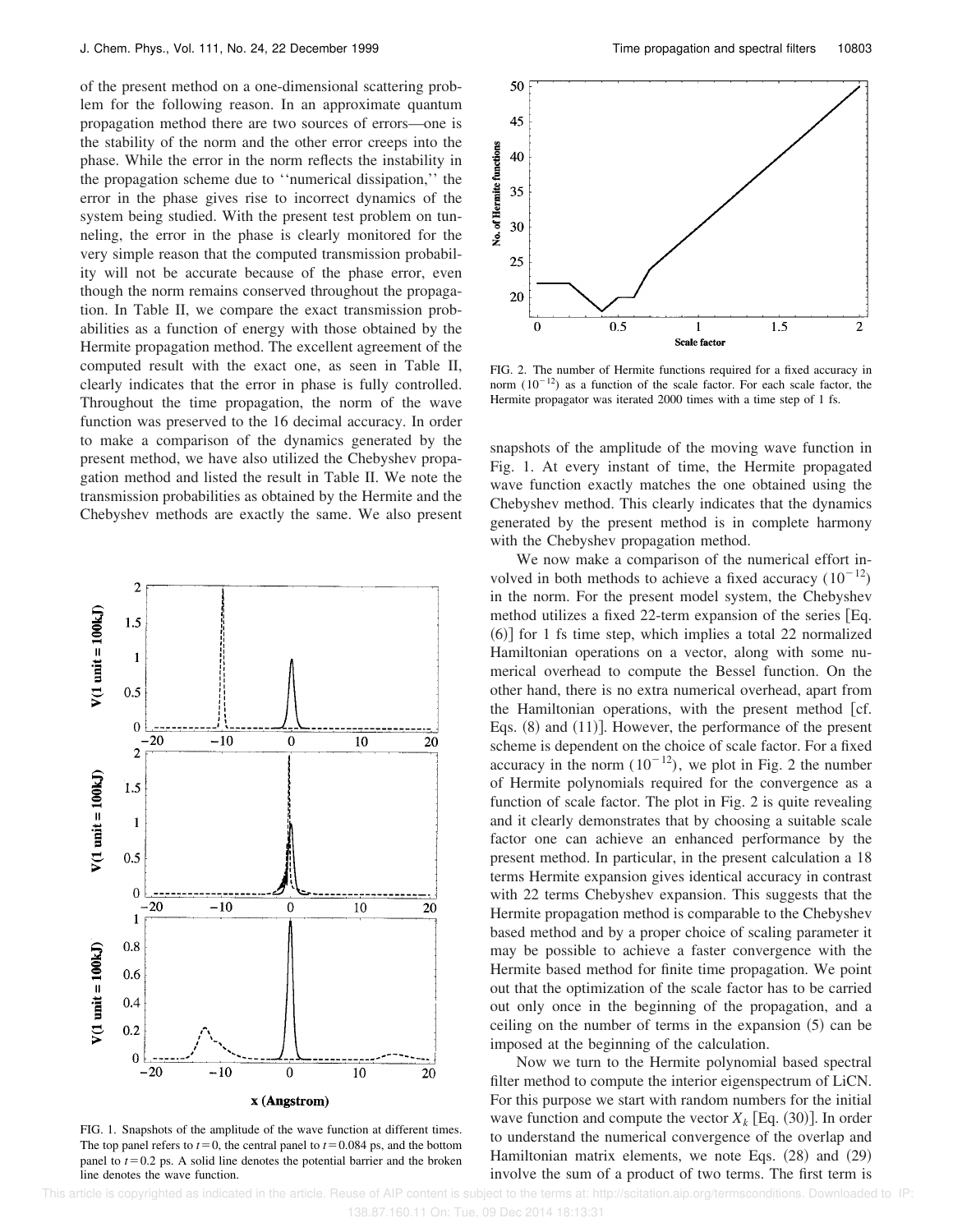of the present method on a one-dimensional scattering problem for the following reason. In an approximate quantum propagation method there are two sources of errors—one is the stability of the norm and the other error creeps into the phase. While the error in the norm reflects the instability in the propagation scheme due to ''numerical dissipation,'' the error in the phase gives rise to incorrect dynamics of the system being studied. With the present test problem on tunneling, the error in the phase is clearly monitored for the very simple reason that the computed transmission probability will not be accurate because of the phase error, even though the norm remains conserved throughout the propagation. In Table II, we compare the exact transmission probabilities as a function of energy with those obtained by the Hermite propagation method. The excellent agreement of the computed result with the exact one, as seen in Table II, clearly indicates that the error in phase is fully controlled. Throughout the time propagation, the norm of the wave function was preserved to the 16 decimal accuracy. In order to make a comparison of the dynamics generated by the present method, we have also utilized the Chebyshev propagation method and listed the result in Table II. We note the transmission probabilities as obtained by the Hermite and the Chebyshev methods are exactly the same. We also present snapshots of the amplitude of the moving wave function in Fig. 1. At every instant of time, the Hermite propagated wave function exactly matches the one obtained using the Chebyshev method. This clearly indicates that the dynamics generated by the present method is in complete harmony with the Chebyshev propagation method.

FIG. 1. Snapshots of the amplitude of the wave function at different times. The top panel refers to $t=0$, the central panel to $t=0.084$ ps, and the bottom panel to $t=0.2$ ps. A solid line denotes the potential barrier and the broken line denotes the wave function.

FIG. 2. The number of Hermite functions required for a fixed accuracy in norm $(10^{-12})$ as a function of the scale factor. For each scale factor, the Hermite propagator was iterated 2000 times with a time step of 1 fs.

We now make a comparison of the numerical effort involved in both methods to achieve a fixed accuracy $(10^{-12})$ in the norm. For the present model system, the Chebyshev method utilizes a fixed 22-term expansion of the series [Eq. (6)] for 1 fs time step, which implies a total 22 normalized Hamiltonian operations on a vector, along with some numerical overhead to compute the Bessel function. On the other hand, there is no extra numerical overhead, apart from the Hamiltonian operations, with the present method [cf. Eqs. (8) and (11)]. However, the performance of the present scheme is dependent on the choice of scale factor. For a fixed accuracy in the norm $(10^{-12})$, we plot in Fig. 2 the number of Hermite polynomials required for the convergence as a function of scale factor. The plot in Fig. 2 is quite revealing and it clearly demonstrates that by choosing a suitable scale factor one can achieve an enhanced performance by the present method. In particular, in the present calculation a 18 terms Hermite expansion gives identical accuracy in contrast with 22 terms Chebyshev expansion. This suggests that the Hermite propagation method is comparable to the Chebyshev based method and by a proper choice of scaling parameter it may be possible to achieve a faster convergence with the Hermite based method for finite time propagation. We point out that the optimization of the scale factor has to be carried out only once in the beginning of the propagation, and a ceiling on the number of terms in the expansion (5) can be imposed at the beginning of the calculation.

Now we turn to the Hermite polynomial based spectral filter method to compute the interior eigenspectrum of LiCN. For this purpose we start with random numbers for the initial wave function and compute the vector $X_k$ [Eq. (30)]. In order to understand the numerical convergence of the overlap and Hamiltonian matrix elements, we note Eqs. (28) and (29) involve the sum of a product of two terms. The first term is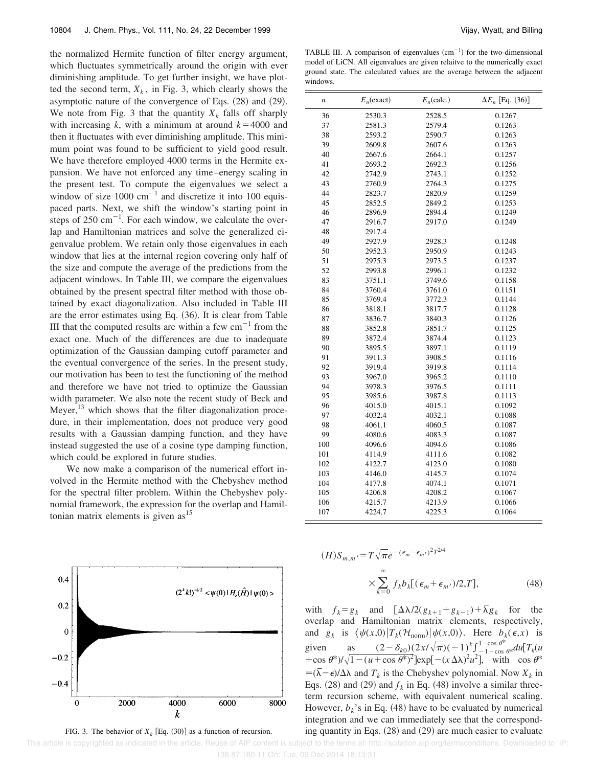the normalized Hermite function of filter energy argument, which fluctuates symmetrically around the origin with ever diminishing amplitude. To get further insight, we have plotted the second term, $X_k$, in Fig. 3, which clearly shows the asymptotic nature of the convergence of Eqs. (28) and (29). We note from Fig. 3 that the quantity $X_k$ falls off sharply with increasing $k$, with a minimum at around $k=4000$ and then it fluctuates with ever diminishing amplitude. This minimum point was found to be sufficient to yield good result. We have therefore employed 4000 terms in the Hermite expansion. We have not enforced any time–energy scaling in the present test. To compute the eigenvalues we select a window of size 1000 $\mathrm{cm}^{-1}$ and discretize it into 100 equispaced parts. Next, we shift the window's starting point in steps of 250 $\mathrm{cm}^{-1}$. For each window, we calculate the overlap and Hamiltonian matrices and solve the generalized eigenvalue problem. We retain only those eigenvalues in each window that lies at the internal region covering only half of the size and compute the average of the predictions from the adjacent windows. In Table III, we compare the eigenvalues obtained by the present spectral filter method with those obtained by exact diagonalization. Also included in Table III are the error estimates using Eq. (36). It is clear from Table III that the computed results are within a few $\mathrm{cm}^{-1}$ from the exact one. Much of the differences are due to inadequate optimization of the Gaussian damping cutoff parameter and the eventual convergence of the series. In the present study, our motivation has been to test the functioning of the method and therefore we have not tried to optimize the Gaussian width parameter. We also note the recent study of Beck and Meyer,[13] which shows that the filter diagonalization procedure, in their implementation, does not produce very good results with a Gaussian damping function, and they have instead suggested the use of a cosine type damping function, which could be explored in future studies.

We now make a comparison of the numerical effort involved in the Hermite method with the Chebyshev method for the spectral filter problem. Within the Chebyshev polynomial framework, the expression for the overlap and Hamiltonian matrix elements is given as[15]

FIG. 3. The behavior of $X_k$ [Eq. (30)] as a function of recursion.

TABLE III. A comparison of eigenvalues ($\mathrm{cm}^{-1}$) for the two-dimensional model of LiCN. All eigenvalues are given relaitve to the numerically exact ground state. The calculated values are the average between the adjacent windows.

| $n$ | $E_n$(exact) | $E_n$(calc.) | $\Delta E_n$ [Eq. (36)] |
|---|---|---|---|
| 36 | 2530.3 | 2528.5 | 0.1267 |
| 37 | 2581.3 | 2579.4 | 0.1263 |
| 38 | 2593.2 | 2590.7 | 0.1263 |
| 39 | 2609.8 | 2607.6 | 0.1263 |
| 40 | 2667.6 | 2664.1 | 0.1257 |
| 41 | 2693.2 | 2692.3 | 0.1256 |
| 42 | 2742.9 | 2743.1 | 0.1252 |
| 43 | 2760.9 | 2764.3 | 0.1275 |
| 44 | 2823.7 | 2820.9 | 0.1259 |
| 45 | 2852.5 | 2849.2 | 0.1253 |
| 46 | 2896.9 | 2894.4 | 0.1249 |
| 47 | 2916.7 | 2917.0 | 0.1249 |
| 48 | 2917.4 | | |
| 49 | 2927.9 | 2928.3 | 0.1248 |
| 50 | 2952.3 | 2950.9 | 0.1243 |
| 51 | 2975.3 | 2973.5 | 0.1237 |
| 52 | 2993.8 | 2996.1 | 0.1232 |
| 83 | 3751.1 | 3749.6 | 0.1158 |
| 84 | 3760.4 | 3761.0 | 0.1151 |
| 85 | 3769.4 | 3772.3 | 0.1144 |
| 86 | 3818.1 | 3817.7 | 0.1128 |
| 87 | 3836.7 | 3840.3 | 0.1126 |
| 88 | 3852.8 | 3851.7 | 0.1125 |
| 89 | 3872.4 | 3874.4 | 0.1123 |
| 90 | 3895.5 | 3897.1 | 0.1119 |
| 91 | 3911.3 | 3908.5 | 0.1116 |
| 92 | 3919.4 | 3919.8 | 0.1114 |
| 93 | 3967.0 | 3965.2 | 0.1110 |
| 94 | 3978.3 | 3976.5 | 0.1111 |
| 95 | 3985.6 | 3987.8 | 0.1113 |
| 96 | 4015.0 | 4015.1 | 0.1092 |
| 97 | 4032.4 | 4032.1 | 0.1088 |
| 98 | 4061.1 | 4060.5 | 0.1087 |
| 99 | 4080.6 | 4083.3 | 0.1087 |
| 100 | 4096.6 | 4094.6 | 0.1086 |
| 101 | 4114.9 | 4111.6 | 0.1082 |
| 102 | 4122.7 | 4123.0 | 0.1080 |
| 103 | 4146.0 | 4145.7 | 0.1074 |
| 104 | 4177.8 | 4074.1 | 0.1071 |
| 105 | 4206.8 | 4208.2 | 0.1067 |
| 106 | 4215.7 | 4213.9 | 0.1066 |
| 107 | 4224.7 | 4225.3 | 0.1064 |

$$(H)S_{m,m'} = T\sqrt{\pi}e^{-(\epsilon_m-\epsilon_{m'})^2T^2/4} \times \sum_{k=0}^{\infty} f_k b_k[(\epsilon_m+\epsilon_{m'})/2,T], \tag{48}$$

with $f_k=g_k$ and $[\Delta\lambda/2(g_{k+1}+g_{k-1})+\bar{\lambda}g_k$ for the overlap and Hamiltonian matrix elements, respectively, and $g_k$ is $\langle\psi(x,0)|T_k(\mathcal{H}_{\mathrm{norm}})|\psi(x,0)\rangle$. Here $b_k(\epsilon,x)$ is given as $(2-\delta_{k0})(2x/\sqrt{\pi})(-1)^k\int_{-1-\cos\theta^*}^{1-\cos\theta^*}du[T_k(u+\cos\theta^*)/\sqrt{1-(u+\cos\theta^*)^2}]\exp[-(x\Delta\lambda)^2u^2]$, with $\cos\theta^*=(\bar{\lambda}-\epsilon)/\Delta\lambda$ and $T_k$ is the Chebyshev polynomial. Now $X_k$ in Eqs. (28) and (29) and $f_k$ in Eq. (48) involve a similar three-term recursion scheme, with equivalent numerical scaling. However, $b_k$'s in Eq. (48) have to be evaluated by numerical integration and we can immediately see that the corresponding quantity in Eqs. (28) and (29) are much easier to evaluate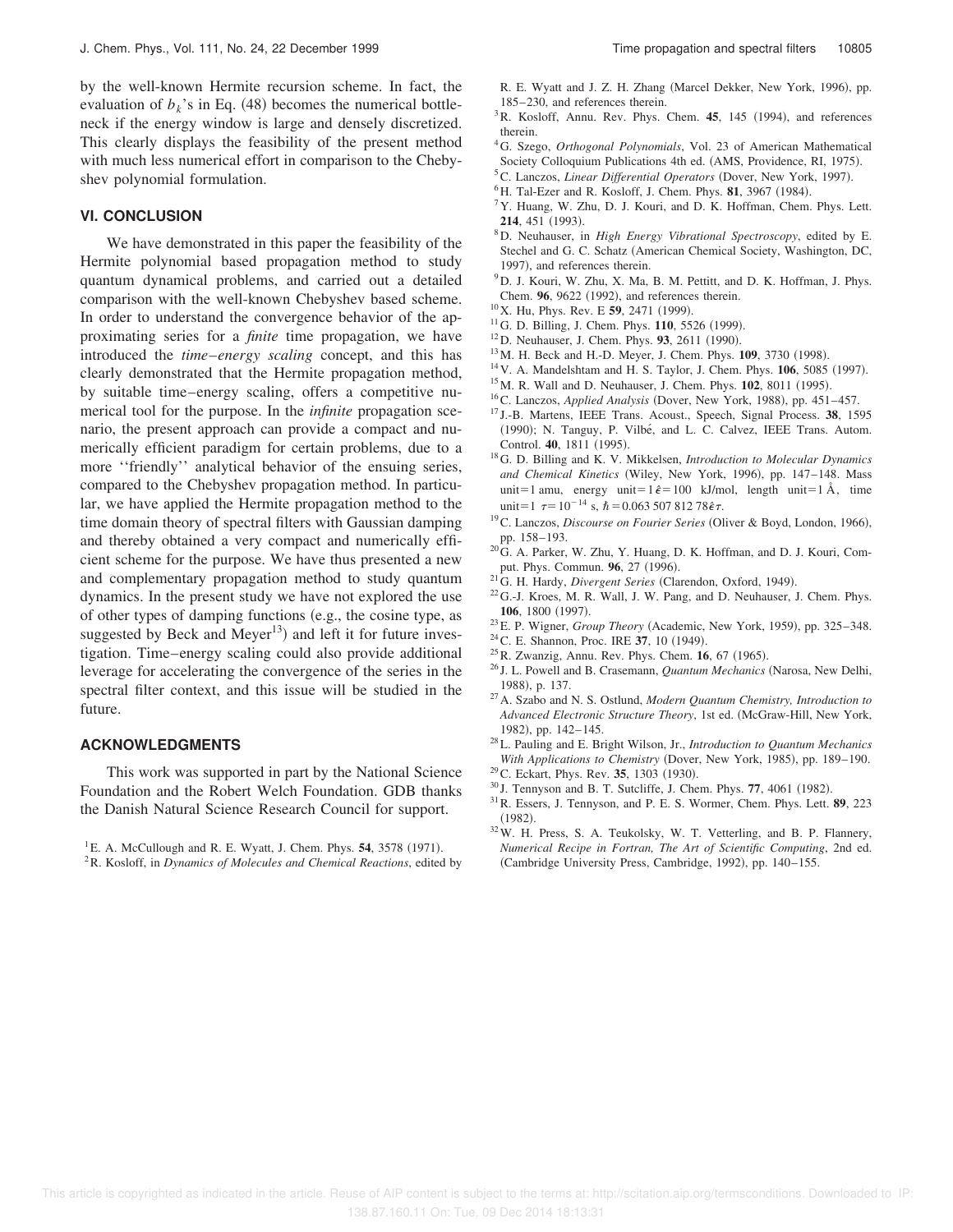by the well-known Hermite recursion scheme. In fact, the evaluation of $b_k$'s in Eq. (48) becomes the numerical bottleneck if the energy window is large and densely discretized. This clearly displays the feasibility of the present method with much less numerical effort in comparison to the Chebyshev polynomial formulation.

## VI. CONCLUSION

We have demonstrated in this paper the feasibility of the Hermite polynomial based propagation method to study quantum dynamical problems, and carried out a detailed comparison with the well-known Chebyshev based scheme. In order to understand the convergence behavior of the approximating series for a *finite* time propagation, we have introduced the *time–energy scaling* concept, and this has clearly demonstrated that the Hermite propagation method, by suitable time–energy scaling, offers a competitive numerical tool for the purpose. In the *infinite* propagation scenario, the present approach can provide a compact and numerically efficient paradigm for certain problems, due to a more ''friendly'' analytical behavior of the ensuing series, compared to the Chebyshev propagation method. In particular, we have applied the Hermite propagation method to the time domain theory of spectral filters with Gaussian damping and thereby obtained a very compact and numerically efficient scheme for the purpose. We have thus presented a new and complementary propagation method to study quantum dynamics. In the present study we have not explored the use of other types of damping functions (e.g., the cosine type, as suggested by Beck and Meyer[13]) and left it for future investigation. Time–energy scaling could also provide additional leverage for accelerating the convergence of the series in the spectral filter context, and this issue will be studied in the future.

## ACKNOWLEDGMENTS

This work was supported in part by the National Science Foundation and the Robert Welch Foundation. GDB thanks the Danish Natural Science Research Council for support.

[1] E. A. McCullough and R. E. Wyatt, J. Chem. Phys. **54**, 3578 (1971).

[2] R. Kosloff, in *Dynamics of Molecules and Chemical Reactions*, edited by R. E. Wyatt and J. Z. H. Zhang (Marcel Dekker, New York, 1996), pp. 185–230, and references therein.

[3] R. Kosloff, Annu. Rev. Phys. Chem. **45**, 145 (1994), and references therein.

[4] G. Szego, *Orthogonal Polynomials*, Vol. 23 of American Mathematical Society Colloquium Publications 4th ed. (AMS, Providence, RI, 1975).

[5] C. Lanczos, *Linear Differential Operators* (Dover, New York, 1997).

[6] H. Tal-Ezer and R. Kosloff, J. Chem. Phys. **81**, 3967 (1984).

[7] Y. Huang, W. Zhu, D. J. Kouri, and D. K. Hoffman, Chem. Phys. Lett. **214**, 451 (1993).

[8] D. Neuhauser, in *High Energy Vibrational Spectroscopy*, edited by E. Stechel and G. C. Schatz (American Chemical Society, Washington, DC, 1997), and references therein.

[9] D. J. Kouri, W. Zhu, X. Ma, B. M. Pettitt, and D. K. Hoffman, J. Phys. Chem. **96**, 9622 (1992), and references therein.

[10] X. Hu, Phys. Rev. E **59**, 2471 (1999).

[11] G. D. Billing, J. Chem. Phys. **110**, 5526 (1999).

[12] D. Neuhauser, J. Chem. Phys. **93**, 2611 (1990).

[13] M. H. Beck and H.-D. Meyer, J. Chem. Phys. **109**, 3730 (1998).

[14] V. A. Mandelshtam and H. S. Taylor, J. Chem. Phys. **106**, 5085 (1997).

[15] M. R. Wall and D. Neuhauser, J. Chem. Phys. **102**, 8011 (1995).

[16] C. Lanczos, *Applied Analysis* (Dover, New York, 1988), pp. 451–457.

[17] J.-B. Martens, IEEE Trans. Acoust., Speech, Signal Process. **38**, 1595 (1990); N. Tanguy, P. Vilbé, and L. C. Calvez, IEEE Trans. Autom. Control. **40**, 1811 (1995).

[18] G. D. Billing and K. V. Mikkelsen, *Introduction to Molecular Dynamics and Chemical Kinetics* (Wiley, New York, 1996), pp. 147–148. Mass unit=1 amu, energy unit=$1\hat{\epsilon}$=100 kJ/mol, length unit=1 Å, time unit=1 $\tau = 10^{-14}$ s, $\hbar = 0.063\,507\,812\,78\hat{\epsilon}\tau$.

[19] C. Lanczos, *Discourse on Fourier Series* (Oliver & Boyd, London, 1966), pp. 158–193.

[20] G. A. Parker, W. Zhu, Y. Huang, D. K. Hoffman, and D. J. Kouri, Comput. Phys. Commun. **96**, 27 (1996).

[21] G. H. Hardy, *Divergent Series* (Clarendon, Oxford, 1949).

[22] G.-J. Kroes, M. R. Wall, J. W. Pang, and D. Neuhauser, J. Chem. Phys. **106**, 1800 (1997).

[23] E. P. Wigner, *Group Theory* (Academic, New York, 1959), pp. 325–348.

[24] C. E. Shannon, Proc. IRE **37**, 10 (1949).

[25] R. Zwanzig, Annu. Rev. Phys. Chem. **16**, 67 (1965).

[26] J. L. Powell and B. Crasemann, *Quantum Mechanics* (Narosa, New Delhi, 1988), p. 137.

[27] A. Szabo and N. S. Ostlund, *Modern Quantum Chemistry, Introduction to Advanced Electronic Structure Theory*, 1st ed. (McGraw-Hill, New York, 1982), pp. 142–145.

[28] L. Pauling and E. Bright Wilson, Jr., *Introduction to Quantum Mechanics With Applications to Chemistry* (Dover, New York, 1985), pp. 189–190.

[29] C. Eckart, Phys. Rev. **35**, 1303 (1930).

[30] J. Tennyson and B. T. Sutcliffe, J. Chem. Phys. **77**, 4061 (1982).

[31] R. Essers, J. Tennyson, and P. E. S. Wormer, Chem. Phys. Lett. **89**, 223 (1982).

[32] W. H. Press, S. A. Teukolsky, W. T. Vetterling, and B. P. Flannery, *Numerical Recipe in Fortran, The Art of Scientific Computing*, 2nd ed. (Cambridge University Press, Cambridge, 1992), pp. 140–155.